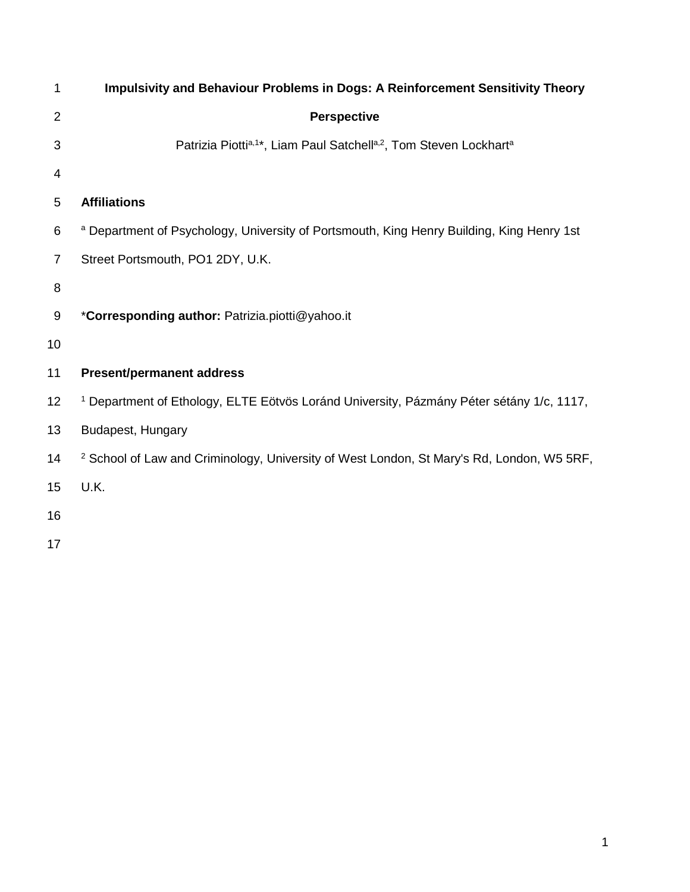# Impulsivity and Behaviour Problems in Dogs: A Reinforcement Sensitivity Theory Perspective

Patrizia Piotti[a,1]*, Liam Paul Satchell[a,2], Tom Steven Lockhart[a]

**Affiliations**

[a] Department of Psychology, University of Portsmouth, King Henry Building, King Henry 1st Street Portsmouth, PO1 2DY, U.K.

***Corresponding author:** Patrizia.piotti@yahoo.it

**Present/permanent address**

[1] Department of Ethology, ELTE Eötvös Loránd University, Pázmány Péter sétány 1/c, 1117, Budapest, Hungary

[2] School of Law and Criminology, University of West London, St Mary's Rd, London, W5 5RF, U.K.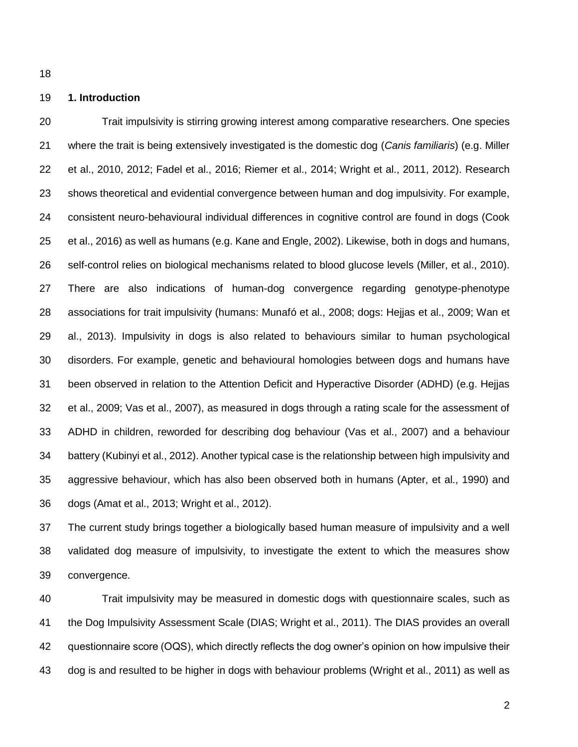## 1. Introduction

Trait impulsivity is stirring growing interest among comparative researchers. One species where the trait is being extensively investigated is the domestic dog (*Canis familiaris*) (e.g. Miller et al., 2010, 2012; Fadel et al., 2016; Riemer et al., 2014; Wright et al., 2011, 2012). Research shows theoretical and evidential convergence between human and dog impulsivity. For example, consistent neuro-behavioural individual differences in cognitive control are found in dogs (Cook et al., 2016) as well as humans (e.g. Kane and Engle, 2002). Likewise, both in dogs and humans, self-control relies on biological mechanisms related to blood glucose levels (Miller, et al., 2010). There are also indications of human-dog convergence regarding genotype-phenotype associations for trait impulsivity (humans: Munafó et al., 2008; dogs: Hejjas et al., 2009; Wan et al., 2013). Impulsivity in dogs is also related to behaviours similar to human psychological disorders. For example, genetic and behavioural homologies between dogs and humans have been observed in relation to the Attention Deficit and Hyperactive Disorder (ADHD) (e.g. Hejjas et al., 2009; Vas et al., 2007), as measured in dogs through a rating scale for the assessment of ADHD in children, reworded for describing dog behaviour (Vas et al., 2007) and a behaviour battery (Kubinyi et al., 2012). Another typical case is the relationship between high impulsivity and aggressive behaviour, which has also been observed both in humans (Apter, et al., 1990) and dogs (Amat et al., 2013; Wright et al., 2012).

The current study brings together a biologically based human measure of impulsivity and a well validated dog measure of impulsivity, to investigate the extent to which the measures show convergence.

Trait impulsivity may be measured in domestic dogs with questionnaire scales, such as the Dog Impulsivity Assessment Scale (DIAS; Wright et al., 2011). The DIAS provides an overall questionnaire score (OQS), which directly reflects the dog owner's opinion on how impulsive their dog is and resulted to be higher in dogs with behaviour problems (Wright et al., 2011) as well as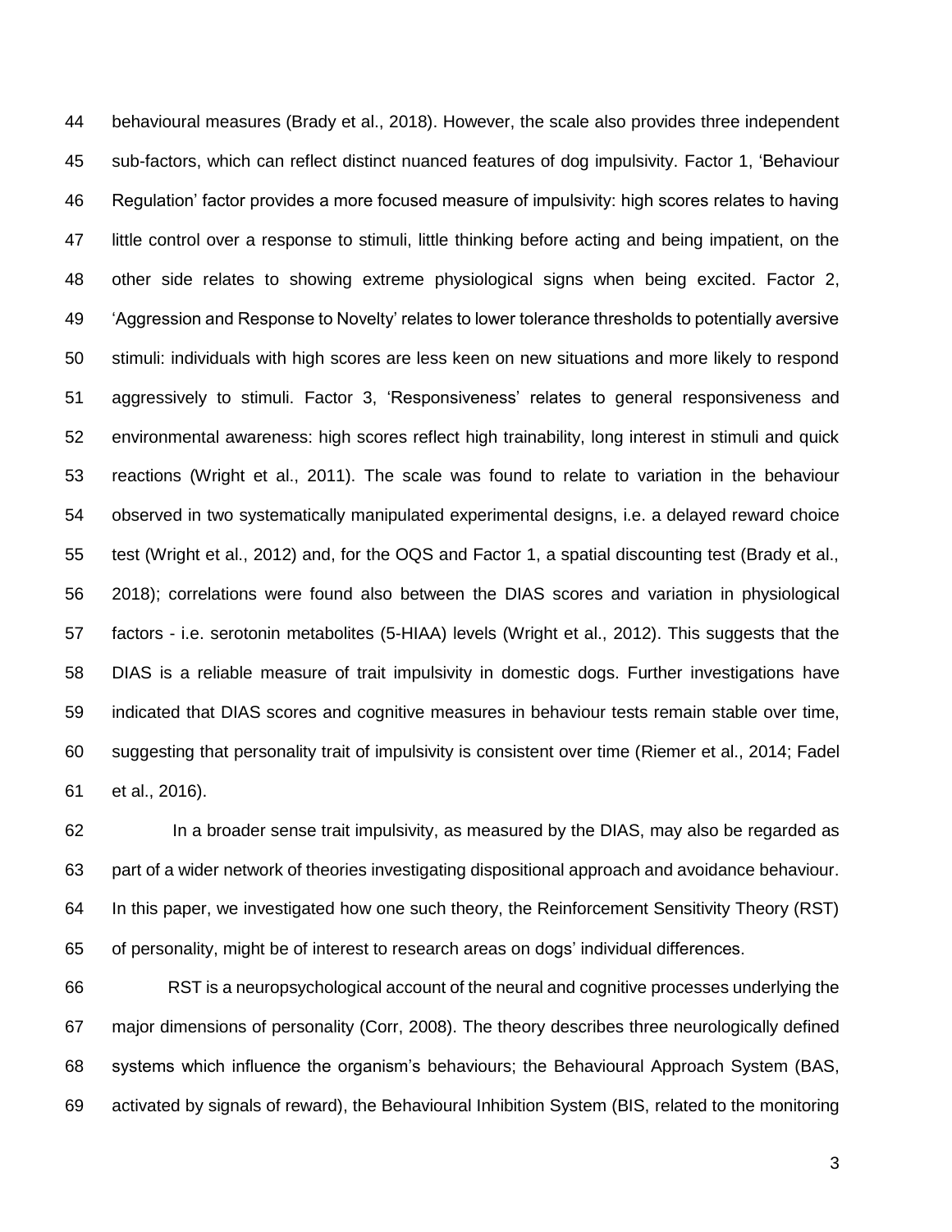behavioural measures (Brady et al., 2018). However, the scale also provides three independent sub-factors, which can reflect distinct nuanced features of dog impulsivity. Factor 1, 'Behaviour Regulation' factor provides a more focused measure of impulsivity: high scores relates to having little control over a response to stimuli, little thinking before acting and being impatient, on the other side relates to showing extreme physiological signs when being excited. Factor 2, 'Aggression and Response to Novelty' relates to lower tolerance thresholds to potentially aversive stimuli: individuals with high scores are less keen on new situations and more likely to respond aggressively to stimuli. Factor 3, 'Responsiveness' relates to general responsiveness and environmental awareness: high scores reflect high trainability, long interest in stimuli and quick reactions (Wright et al., 2011). The scale was found to relate to variation in the behaviour observed in two systematically manipulated experimental designs, i.e. a delayed reward choice test (Wright et al., 2012) and, for the OQS and Factor 1, a spatial discounting test (Brady et al., 2018); correlations were found also between the DIAS scores and variation in physiological factors - i.e. serotonin metabolites (5-HIAA) levels (Wright et al., 2012). This suggests that the DIAS is a reliable measure of trait impulsivity in domestic dogs. Further investigations have indicated that DIAS scores and cognitive measures in behaviour tests remain stable over time, suggesting that personality trait of impulsivity is consistent over time (Riemer et al., 2014; Fadel et al., 2016).

In a broader sense trait impulsivity, as measured by the DIAS, may also be regarded as part of a wider network of theories investigating dispositional approach and avoidance behaviour. In this paper, we investigated how one such theory, the Reinforcement Sensitivity Theory (RST) of personality, might be of interest to research areas on dogs' individual differences.

RST is a neuropsychological account of the neural and cognitive processes underlying the major dimensions of personality (Corr, 2008). The theory describes three neurologically defined systems which influence the organism's behaviours; the Behavioural Approach System (BAS, activated by signals of reward), the Behavioural Inhibition System (BIS, related to the monitoring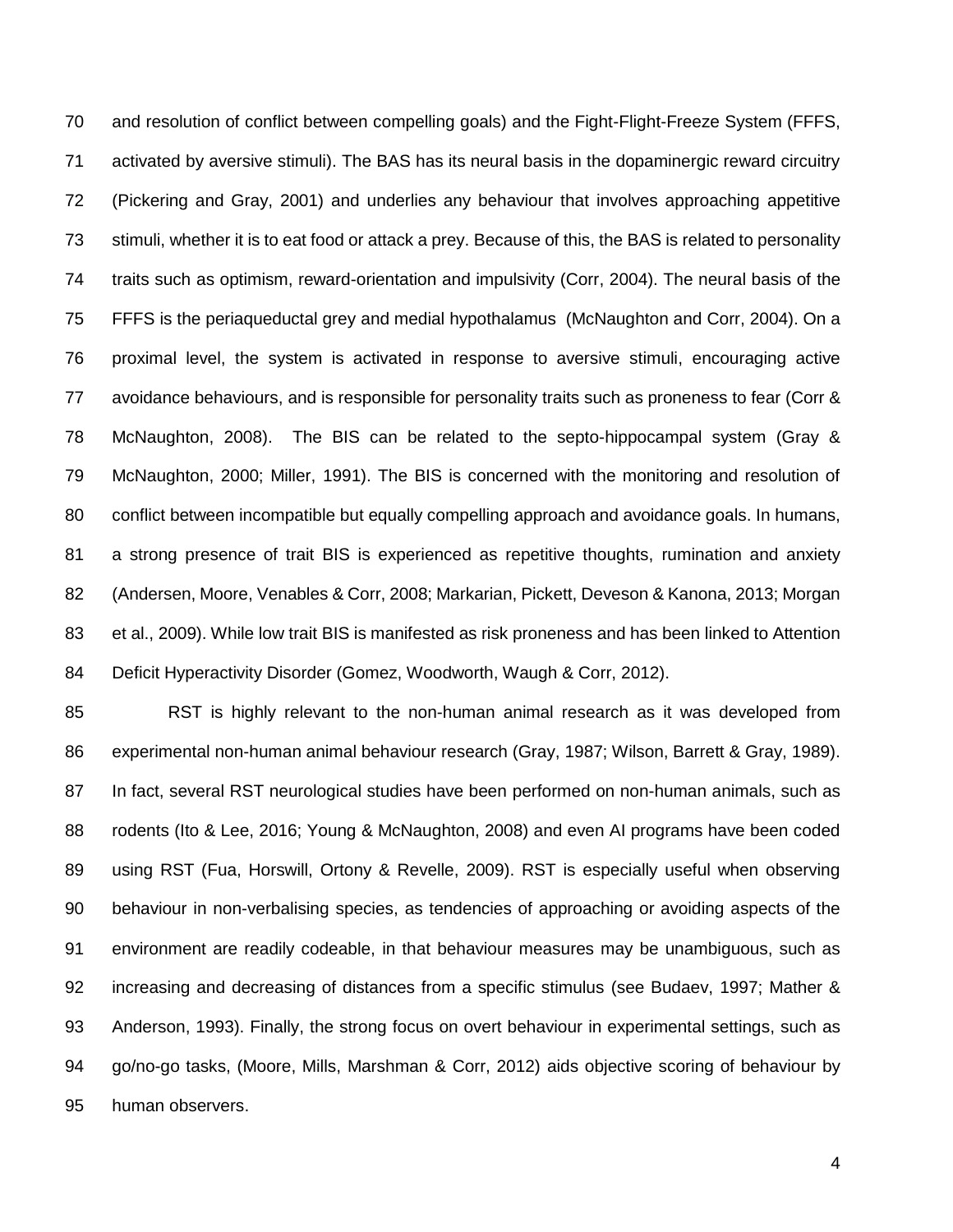and resolution of conflict between compelling goals) and the Fight-Flight-Freeze System (FFFS, activated by aversive stimuli). The BAS has its neural basis in the dopaminergic reward circuitry (Pickering and Gray, 2001) and underlies any behaviour that involves approaching appetitive stimuli, whether it is to eat food or attack a prey. Because of this, the BAS is related to personality traits such as optimism, reward-orientation and impulsivity (Corr, 2004). The neural basis of the FFFS is the periaqueductal grey and medial hypothalamus (McNaughton and Corr, 2004). On a proximal level, the system is activated in response to aversive stimuli, encouraging active avoidance behaviours, and is responsible for personality traits such as proneness to fear (Corr & McNaughton, 2008). The BIS can be related to the septo-hippocampal system (Gray & McNaughton, 2000; Miller, 1991). The BIS is concerned with the monitoring and resolution of conflict between incompatible but equally compelling approach and avoidance goals. In humans, a strong presence of trait BIS is experienced as repetitive thoughts, rumination and anxiety (Andersen, Moore, Venables & Corr, 2008; Markarian, Pickett, Deveson & Kanona, 2013; Morgan et al., 2009). While low trait BIS is manifested as risk proneness and has been linked to Attention Deficit Hyperactivity Disorder (Gomez, Woodworth, Waugh & Corr, 2012).

RST is highly relevant to the non-human animal research as it was developed from experimental non-human animal behaviour research (Gray, 1987; Wilson, Barrett & Gray, 1989). In fact, several RST neurological studies have been performed on non-human animals, such as rodents (Ito & Lee, 2016; Young & McNaughton, 2008) and even AI programs have been coded using RST (Fua, Horswill, Ortony & Revelle, 2009). RST is especially useful when observing behaviour in non-verbalising species, as tendencies of approaching or avoiding aspects of the environment are readily codeable, in that behaviour measures may be unambiguous, such as increasing and decreasing of distances from a specific stimulus (see Budaev, 1997; Mather & Anderson, 1993). Finally, the strong focus on overt behaviour in experimental settings, such as go/no-go tasks, (Moore, Mills, Marshman & Corr, 2012) aids objective scoring of behaviour by human observers.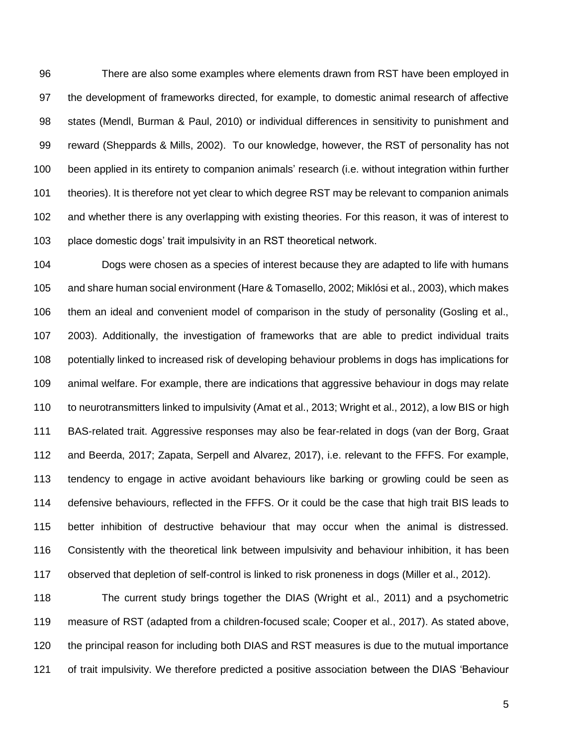There are also some examples where elements drawn from RST have been employed in the development of frameworks directed, for example, to domestic animal research of affective states (Mendl, Burman & Paul, 2010) or individual differences in sensitivity to punishment and reward (Sheppards & Mills, 2002). To our knowledge, however, the RST of personality has not been applied in its entirety to companion animals' research (i.e. without integration within further theories). It is therefore not yet clear to which degree RST may be relevant to companion animals and whether there is any overlapping with existing theories. For this reason, it was of interest to place domestic dogs' trait impulsivity in an RST theoretical network.

Dogs were chosen as a species of interest because they are adapted to life with humans and share human social environment (Hare & Tomasello, 2002; Miklósi et al., 2003), which makes them an ideal and convenient model of comparison in the study of personality (Gosling et al., 2003). Additionally, the investigation of frameworks that are able to predict individual traits potentially linked to increased risk of developing behaviour problems in dogs has implications for animal welfare. For example, there are indications that aggressive behaviour in dogs may relate to neurotransmitters linked to impulsivity (Amat et al., 2013; Wright et al., 2012), a low BIS or high BAS-related trait. Aggressive responses may also be fear-related in dogs (van der Borg, Graat and Beerda, 2017; Zapata, Serpell and Alvarez, 2017), i.e. relevant to the FFFS. For example, tendency to engage in active avoidant behaviours like barking or growling could be seen as defensive behaviours, reflected in the FFFS. Or it could be the case that high trait BIS leads to better inhibition of destructive behaviour that may occur when the animal is distressed. Consistently with the theoretical link between impulsivity and behaviour inhibition, it has been observed that depletion of self-control is linked to risk proneness in dogs (Miller et al., 2012).

The current study brings together the DIAS (Wright et al., 2011) and a psychometric measure of RST (adapted from a children-focused scale; Cooper et al., 2017). As stated above, the principal reason for including both DIAS and RST measures is due to the mutual importance of trait impulsivity. We therefore predicted a positive association between the DIAS 'Behaviour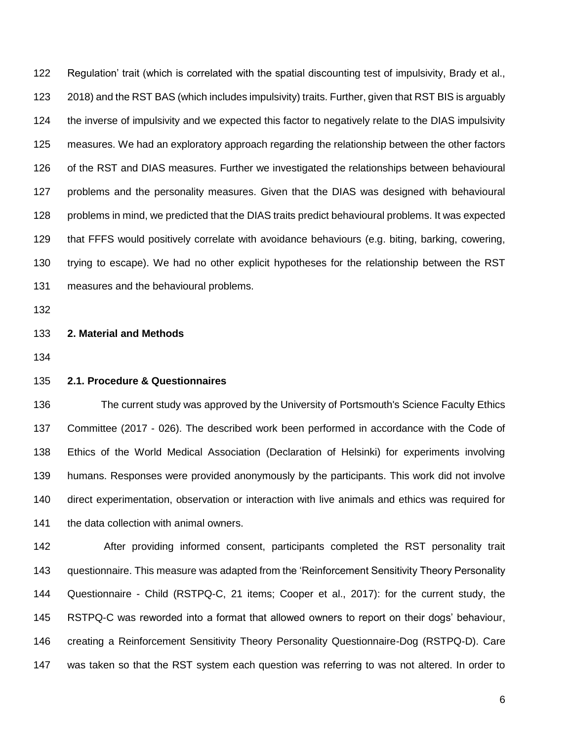Regulation' trait (which is correlated with the spatial discounting test of impulsivity, Brady et al., 2018) and the RST BAS (which includes impulsivity) traits. Further, given that RST BIS is arguably the inverse of impulsivity and we expected this factor to negatively relate to the DIAS impulsivity measures. We had an exploratory approach regarding the relationship between the other factors of the RST and DIAS measures. Further we investigated the relationships between behavioural problems and the personality measures. Given that the DIAS was designed with behavioural problems in mind, we predicted that the DIAS traits predict behavioural problems. It was expected that FFFS would positively correlate with avoidance behaviours (e.g. biting, barking, cowering, trying to escape). We had no other explicit hypotheses for the relationship between the RST measures and the behavioural problems.

## 2. Material and Methods

### 2.1. Procedure & Questionnaires

The current study was approved by the University of Portsmouth's Science Faculty Ethics Committee (2017 - 026). The described work been performed in accordance with the Code of Ethics of the World Medical Association (Declaration of Helsinki) for experiments involving humans. Responses were provided anonymously by the participants. This work did not involve direct experimentation, observation or interaction with live animals and ethics was required for the data collection with animal owners.

After providing informed consent, participants completed the RST personality trait questionnaire. This measure was adapted from the 'Reinforcement Sensitivity Theory Personality Questionnaire - Child (RSTPQ-C, 21 items; Cooper et al., 2017): for the current study, the RSTPQ-C was reworded into a format that allowed owners to report on their dogs' behaviour, creating a Reinforcement Sensitivity Theory Personality Questionnaire-Dog (RSTPQ-D). Care was taken so that the RST system each question was referring to was not altered. In order to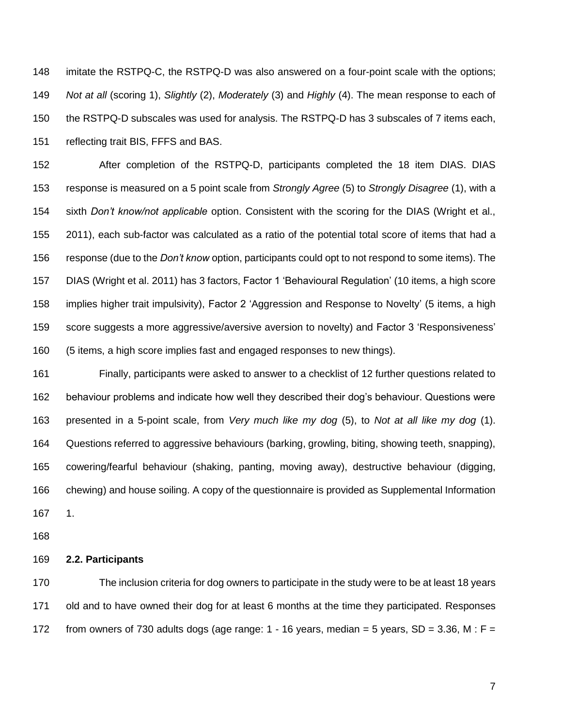imitate the RSTPQ-C, the RSTPQ-D was also answered on a four-point scale with the options; *Not at all* (scoring 1), *Slightly* (2), *Moderately* (3) and *Highly* (4). The mean response to each of the RSTPQ-D subscales was used for analysis. The RSTPQ-D has 3 subscales of 7 items each, reflecting trait BIS, FFFS and BAS.

After completion of the RSTPQ-D, participants completed the 18 item DIAS. DIAS response is measured on a 5 point scale from *Strongly Agree* (5) to *Strongly Disagree* (1), with a sixth *Don't know/not applicable* option. Consistent with the scoring for the DIAS (Wright et al., 2011), each sub-factor was calculated as a ratio of the potential total score of items that had a response (due to the *Don't know* option, participants could opt to not respond to some items). The DIAS (Wright et al. 2011) has 3 factors, Factor 1 'Behavioural Regulation' (10 items, a high score implies higher trait impulsivity), Factor 2 'Aggression and Response to Novelty' (5 items, a high score suggests a more aggressive/aversive aversion to novelty) and Factor 3 'Responsiveness' (5 items, a high score implies fast and engaged responses to new things).

Finally, participants were asked to answer to a checklist of 12 further questions related to behaviour problems and indicate how well they described their dog's behaviour. Questions were presented in a 5-point scale, from *Very much like my dog* (5), to *Not at all like my dog* (1). Questions referred to aggressive behaviours (barking, growling, biting, showing teeth, snapping), cowering/fearful behaviour (shaking, panting, moving away), destructive behaviour (digging, chewing) and house soiling. A copy of the questionnaire is provided as Supplemental Information 1.

### 2.2. Participants

The inclusion criteria for dog owners to participate in the study were to be at least 18 years old and to have owned their dog for at least 6 months at the time they participated. Responses from owners of 730 adults dogs (age range: 1 - 16 years, median = 5 years, SD = 3.36, M : F =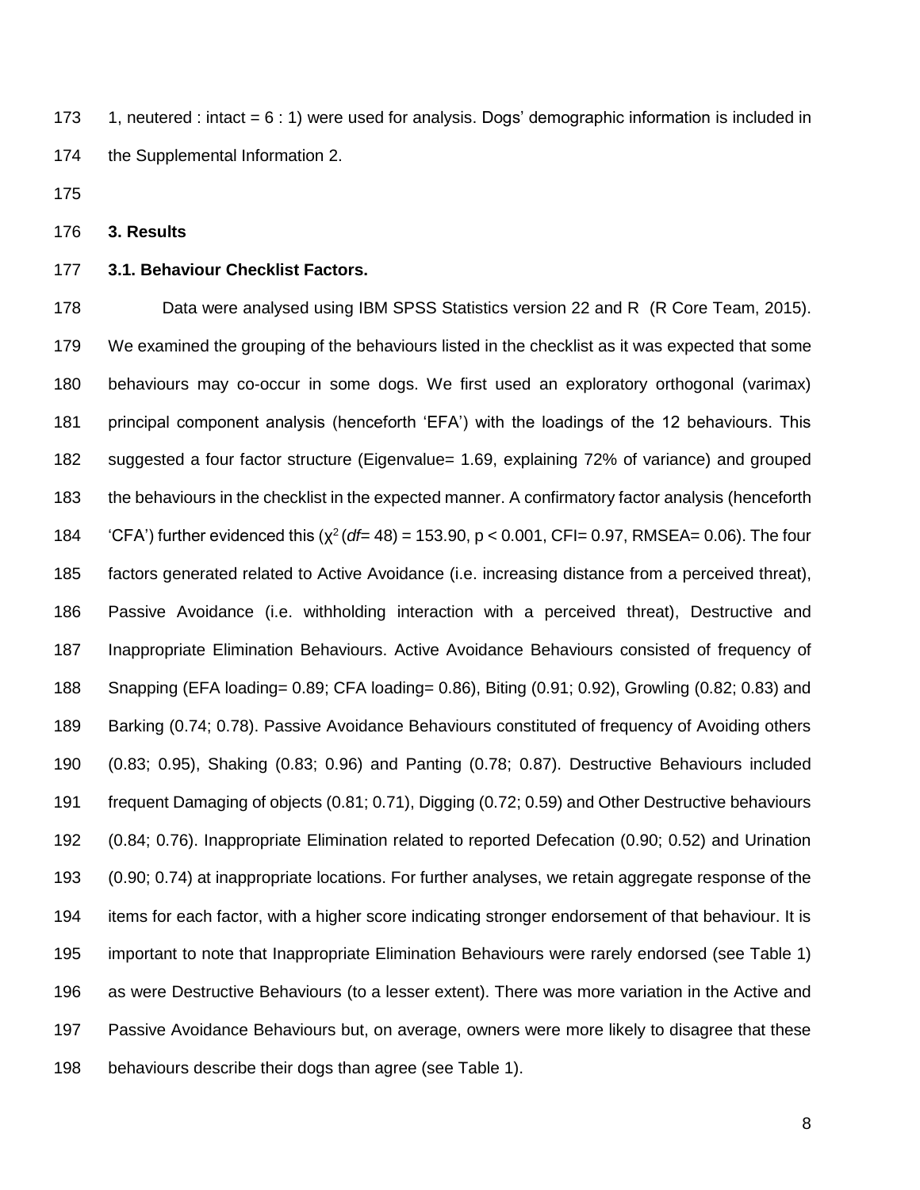1, neutered : intact = 6 : 1) were used for analysis. Dogs' demographic information is included in the Supplemental Information 2.

## 3. Results

### 3.1. Behaviour Checklist Factors.

Data were analysed using IBM SPSS Statistics version 22 and R (R Core Team, 2015). We examined the grouping of the behaviours listed in the checklist as it was expected that some behaviours may co-occur in some dogs. We first used an exploratory orthogonal (varimax) principal component analysis (henceforth 'EFA') with the loadings of the 12 behaviours. This suggested a four factor structure (Eigenvalue= 1.69, explaining 72% of variance) and grouped the behaviours in the checklist in the expected manner. A confirmatory factor analysis (henceforth 'CFA') further evidenced this ($\chi^2$ (*df*= 48) = 153.90, $p < 0.001$, CFI= 0.97, RMSEA= 0.06). The four factors generated related to Active Avoidance (i.e. increasing distance from a perceived threat), Passive Avoidance (i.e. withholding interaction with a perceived threat), Destructive and Inappropriate Elimination Behaviours. Active Avoidance Behaviours consisted of frequency of Snapping (EFA loading= 0.89; CFA loading= 0.86), Biting (0.91; 0.92), Growling (0.82; 0.83) and Barking (0.74; 0.78). Passive Avoidance Behaviours constituted of frequency of Avoiding others (0.83; 0.95), Shaking (0.83; 0.96) and Panting (0.78; 0.87). Destructive Behaviours included frequent Damaging of objects (0.81; 0.71), Digging (0.72; 0.59) and Other Destructive behaviours (0.84; 0.76). Inappropriate Elimination related to reported Defecation (0.90; 0.52) and Urination (0.90; 0.74) at inappropriate locations. For further analyses, we retain aggregate response of the items for each factor, with a higher score indicating stronger endorsement of that behaviour. It is important to note that Inappropriate Elimination Behaviours were rarely endorsed (see Table 1) as were Destructive Behaviours (to a lesser extent). There was more variation in the Active and Passive Avoidance Behaviours but, on average, owners were more likely to disagree that these behaviours describe their dogs than agree (see Table 1).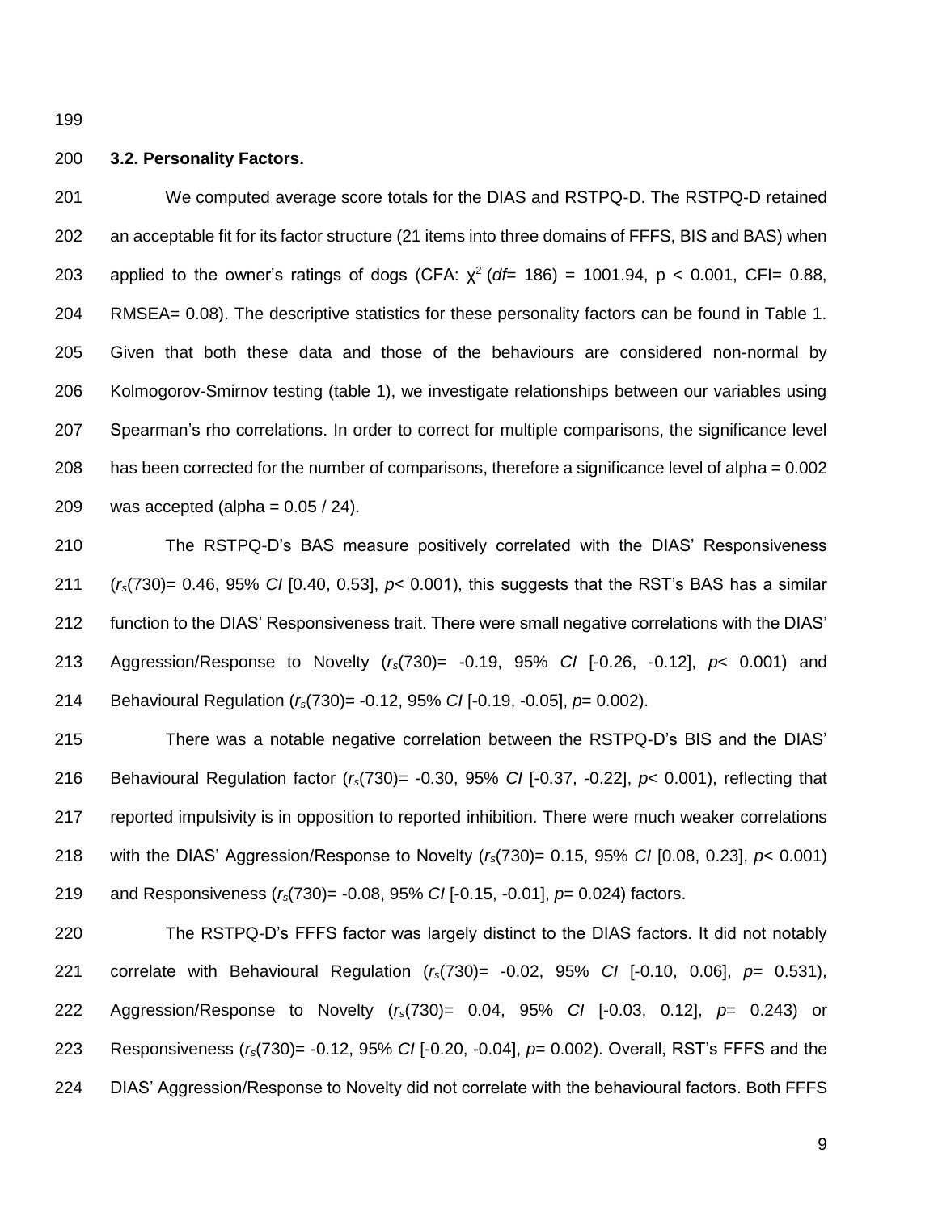### 3.2. Personality Factors.

We computed average score totals for the DIAS and RSTPQ-D. The RSTPQ-D retained an acceptable fit for its factor structure (21 items into three domains of FFFS, BIS and BAS) when applied to the owner's ratings of dogs (CFA: $\chi^2$ (*df*= 186) = 1001.94, p < 0.001, CFI= 0.88, RMSEA= 0.08). The descriptive statistics for these personality factors can be found in Table 1. Given that both these data and those of the behaviours are considered non-normal by Kolmogorov-Smirnov testing (table 1), we investigate relationships between our variables using Spearman's rho correlations. In order to correct for multiple comparisons, the significance level has been corrected for the number of comparisons, therefore a significance level of alpha = 0.002 was accepted (alpha = 0.05 / 24).

The RSTPQ-D's BAS measure positively correlated with the DIAS' Responsiveness ($r_s$(730)= 0.46, 95% *CI* [0.40, 0.53], *p*< 0.001), this suggests that the RST's BAS has a similar function to the DIAS' Responsiveness trait. There were small negative correlations with the DIAS' Aggression/Response to Novelty ($r_s$(730)= -0.19, 95% *CI* [-0.26, -0.12], *p*< 0.001) and Behavioural Regulation ($r_s$(730)= -0.12, 95% *CI* [-0.19, -0.05], *p*= 0.002).

There was a notable negative correlation between the RSTPQ-D's BIS and the DIAS' Behavioural Regulation factor ($r_s$(730)= -0.30, 95% *CI* [-0.37, -0.22], *p*< 0.001), reflecting that reported impulsivity is in opposition to reported inhibition. There were much weaker correlations with the DIAS' Aggression/Response to Novelty ($r_s$(730)= 0.15, 95% *CI* [0.08, 0.23], *p*< 0.001) and Responsiveness ($r_s$(730)= -0.08, 95% *CI* [-0.15, -0.01], *p*= 0.024) factors.

The RSTPQ-D's FFFS factor was largely distinct to the DIAS factors. It did not notably correlate with Behavioural Regulation ($r_s$(730)= -0.02, 95% *CI* [-0.10, 0.06], *p*= 0.531), Aggression/Response to Novelty ($r_s$(730)= 0.04, 95% *CI* [-0.03, 0.12], *p*= 0.243) or Responsiveness ($r_s$(730)= -0.12, 95% *CI* [-0.20, -0.04], *p*= 0.002). Overall, RST's FFFS and the DIAS' Aggression/Response to Novelty did not correlate with the behavioural factors. Both FFFS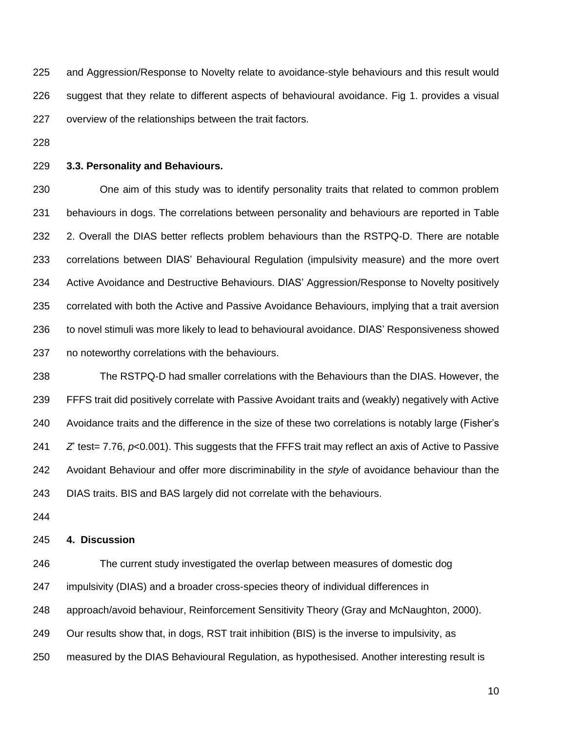and Aggression/Response to Novelty relate to avoidance-style behaviours and this result would suggest that they relate to different aspects of behavioural avoidance. Fig 1. provides a visual overview of the relationships between the trait factors.

### 3.3. Personality and Behaviours.

One aim of this study was to identify personality traits that related to common problem behaviours in dogs. The correlations between personality and behaviours are reported in Table 2. Overall the DIAS better reflects problem behaviours than the RSTPQ-D. There are notable correlations between DIAS' Behavioural Regulation (impulsivity measure) and the more overt Active Avoidance and Destructive Behaviours. DIAS' Aggression/Response to Novelty positively correlated with both the Active and Passive Avoidance Behaviours, implying that a trait aversion to novel stimuli was more likely to lead to behavioural avoidance. DIAS' Responsiveness showed no noteworthy correlations with the behaviours.

The RSTPQ-D had smaller correlations with the Behaviours than the DIAS. However, the FFFS trait did positively correlate with Passive Avoidant traits and (weakly) negatively with Active Avoidance traits and the difference in the size of these two correlations is notably large (Fisher's *Z*' test= 7.76, $p<0.001$). This suggests that the FFFS trait may reflect an axis of Active to Passive Avoidant Behaviour and offer more discriminability in the *style* of avoidance behaviour than the DIAS traits. BIS and BAS largely did not correlate with the behaviours.

## 4. Discussion

The current study investigated the overlap between measures of domestic dog impulsivity (DIAS) and a broader cross-species theory of individual differences in approach/avoid behaviour, Reinforcement Sensitivity Theory (Gray and McNaughton, 2000). Our results show that, in dogs, RST trait inhibition (BIS) is the inverse to impulsivity, as measured by the DIAS Behavioural Regulation, as hypothesised. Another interesting result is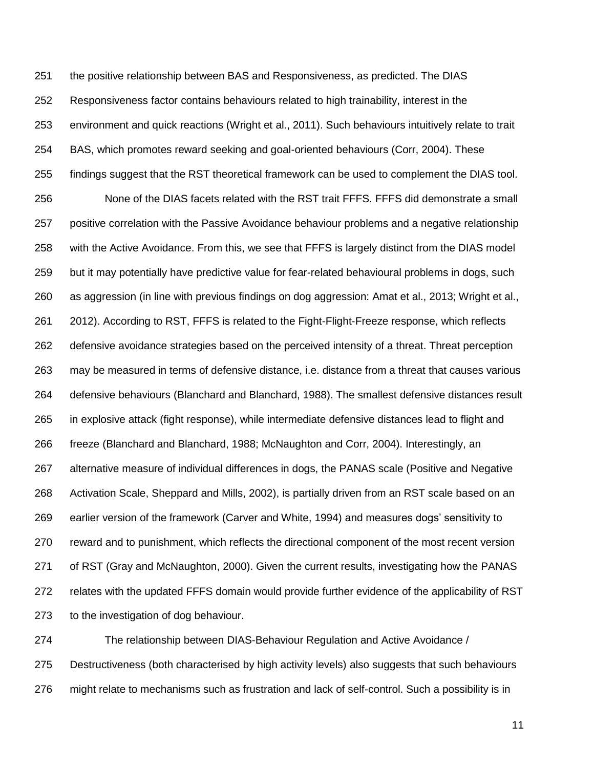the positive relationship between BAS and Responsiveness, as predicted. The DIAS Responsiveness factor contains behaviours related to high trainability, interest in the environment and quick reactions (Wright et al., 2011). Such behaviours intuitively relate to trait BAS, which promotes reward seeking and goal-oriented behaviours (Corr, 2004). These findings suggest that the RST theoretical framework can be used to complement the DIAS tool.

None of the DIAS facets related with the RST trait FFFS. FFFS did demonstrate a small positive correlation with the Passive Avoidance behaviour problems and a negative relationship with the Active Avoidance. From this, we see that FFFS is largely distinct from the DIAS model but it may potentially have predictive value for fear-related behavioural problems in dogs, such as aggression (in line with previous findings on dog aggression: Amat et al., 2013; Wright et al., 2012). According to RST, FFFS is related to the Fight-Flight-Freeze response, which reflects defensive avoidance strategies based on the perceived intensity of a threat. Threat perception may be measured in terms of defensive distance, i.e. distance from a threat that causes various defensive behaviours (Blanchard and Blanchard, 1988). The smallest defensive distances result in explosive attack (fight response), while intermediate defensive distances lead to flight and freeze (Blanchard and Blanchard, 1988; McNaughton and Corr, 2004). Interestingly, an alternative measure of individual differences in dogs, the PANAS scale (Positive and Negative Activation Scale, Sheppard and Mills, 2002), is partially driven from an RST scale based on an earlier version of the framework (Carver and White, 1994) and measures dogs' sensitivity to reward and to punishment, which reflects the directional component of the most recent version of RST (Gray and McNaughton, 2000). Given the current results, investigating how the PANAS relates with the updated FFFS domain would provide further evidence of the applicability of RST to the investigation of dog behaviour.

The relationship between DIAS-Behaviour Regulation and Active Avoidance / Destructiveness (both characterised by high activity levels) also suggests that such behaviours might relate to mechanisms such as frustration and lack of self-control. Such a possibility is in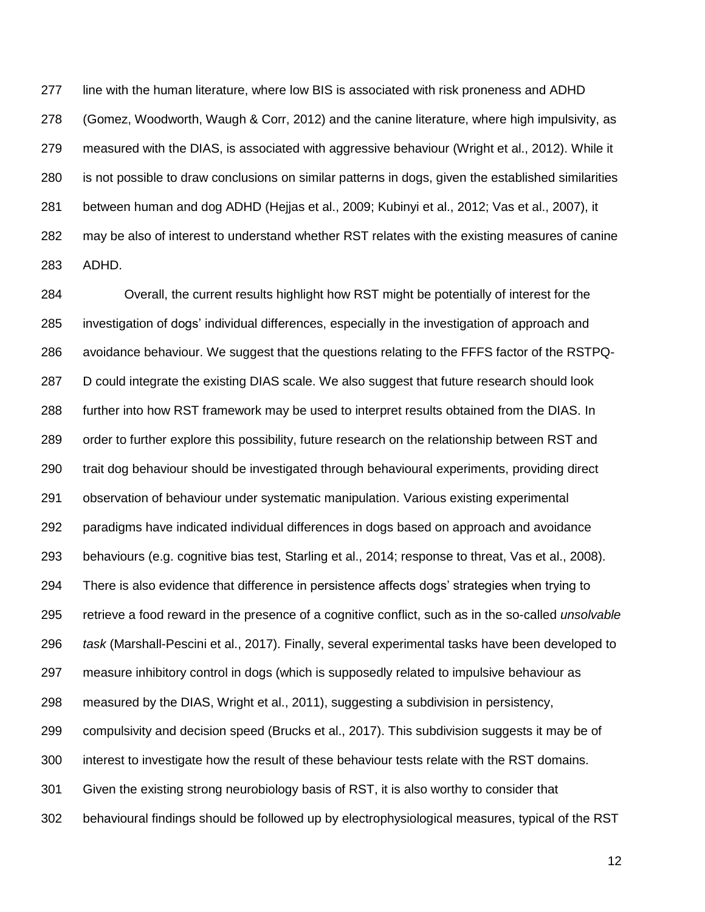line with the human literature, where low BIS is associated with risk proneness and ADHD (Gomez, Woodworth, Waugh & Corr, 2012) and the canine literature, where high impulsivity, as measured with the DIAS, is associated with aggressive behaviour (Wright et al., 2012). While it is not possible to draw conclusions on similar patterns in dogs, given the established similarities between human and dog ADHD (Hejjas et al., 2009; Kubinyi et al., 2012; Vas et al., 2007), it may be also of interest to understand whether RST relates with the existing measures of canine ADHD.

Overall, the current results highlight how RST might be potentially of interest for the investigation of dogs' individual differences, especially in the investigation of approach and avoidance behaviour. We suggest that the questions relating to the FFFS factor of the RSTPQ-D could integrate the existing DIAS scale. We also suggest that future research should look further into how RST framework may be used to interpret results obtained from the DIAS. In order to further explore this possibility, future research on the relationship between RST and trait dog behaviour should be investigated through behavioural experiments, providing direct observation of behaviour under systematic manipulation. Various existing experimental paradigms have indicated individual differences in dogs based on approach and avoidance behaviours (e.g. cognitive bias test, Starling et al., 2014; response to threat, Vas et al., 2008). There is also evidence that difference in persistence affects dogs' strategies when trying to retrieve a food reward in the presence of a cognitive conflict, such as in the so-called *unsolvable task* (Marshall-Pescini et al., 2017). Finally, several experimental tasks have been developed to measure inhibitory control in dogs (which is supposedly related to impulsive behaviour as measured by the DIAS, Wright et al., 2011), suggesting a subdivision in persistency, compulsivity and decision speed (Brucks et al., 2017). This subdivision suggests it may be of interest to investigate how the result of these behaviour tests relate with the RST domains. Given the existing strong neurobiology basis of RST, it is also worthy to consider that behavioural findings should be followed up by electrophysiological measures, typical of the RST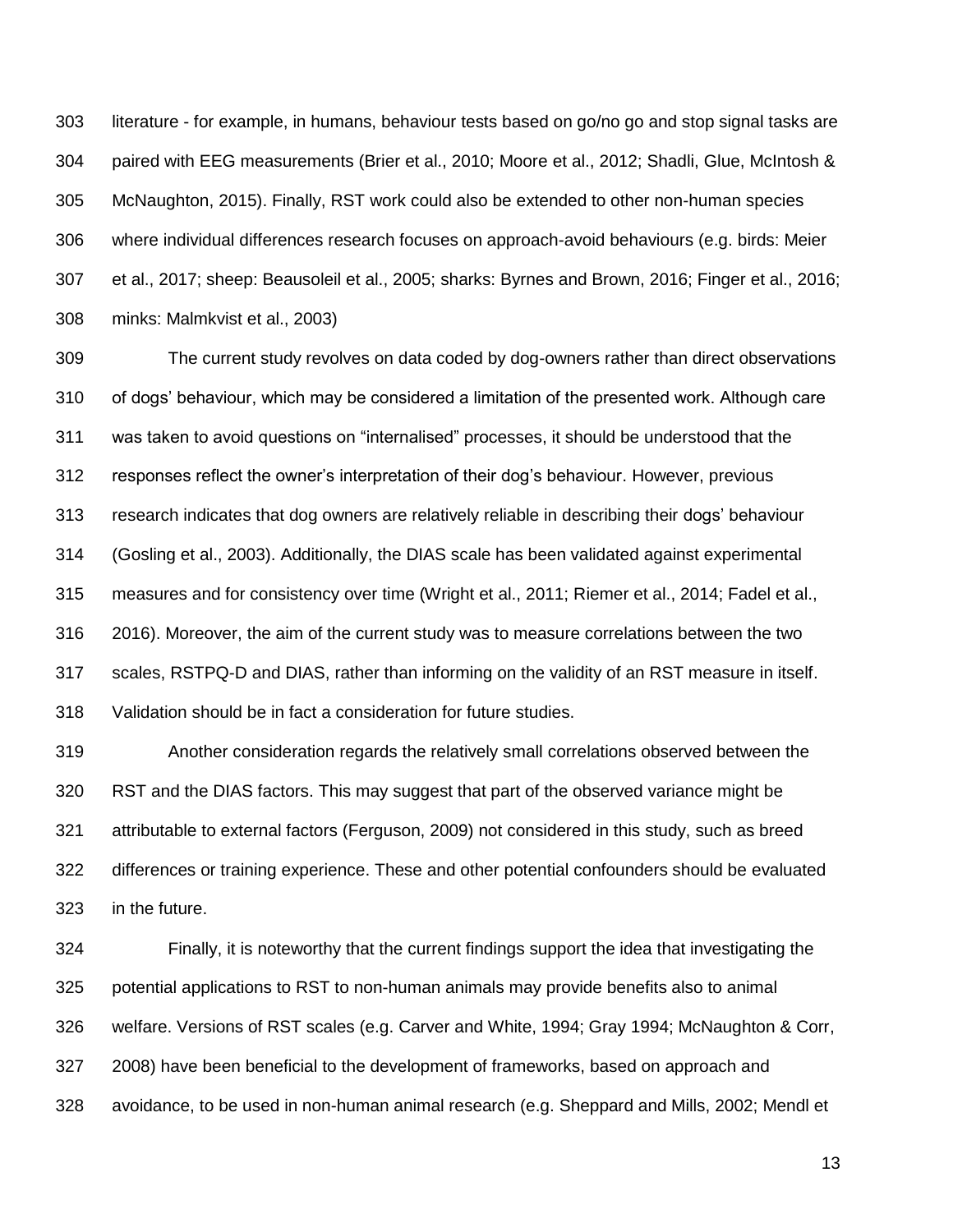literature - for example, in humans, behaviour tests based on go/no go and stop signal tasks are paired with EEG measurements (Brier et al., 2010; Moore et al., 2012; Shadli, Glue, McIntosh & McNaughton, 2015). Finally, RST work could also be extended to other non-human species where individual differences research focuses on approach-avoid behaviours (e.g. birds: Meier et al., 2017; sheep: Beausoleil et al., 2005; sharks: Byrnes and Brown, 2016; Finger et al., 2016; minks: Malmkvist et al., 2003)

The current study revolves on data coded by dog-owners rather than direct observations of dogs' behaviour, which may be considered a limitation of the presented work. Although care was taken to avoid questions on "internalised" processes, it should be understood that the responses reflect the owner's interpretation of their dog's behaviour. However, previous research indicates that dog owners are relatively reliable in describing their dogs' behaviour (Gosling et al., 2003). Additionally, the DIAS scale has been validated against experimental measures and for consistency over time (Wright et al., 2011; Riemer et al., 2014; Fadel et al., 2016). Moreover, the aim of the current study was to measure correlations between the two scales, RSTPQ-D and DIAS, rather than informing on the validity of an RST measure in itself. Validation should be in fact a consideration for future studies.

Another consideration regards the relatively small correlations observed between the RST and the DIAS factors. This may suggest that part of the observed variance might be attributable to external factors (Ferguson, 2009) not considered in this study, such as breed differences or training experience. These and other potential confounders should be evaluated in the future.

Finally, it is noteworthy that the current findings support the idea that investigating the potential applications to RST to non-human animals may provide benefits also to animal welfare. Versions of RST scales (e.g. Carver and White, 1994; Gray 1994; McNaughton & Corr, 2008) have been beneficial to the development of frameworks, based on approach and avoidance, to be used in non-human animal research (e.g. Sheppard and Mills, 2002; Mendl et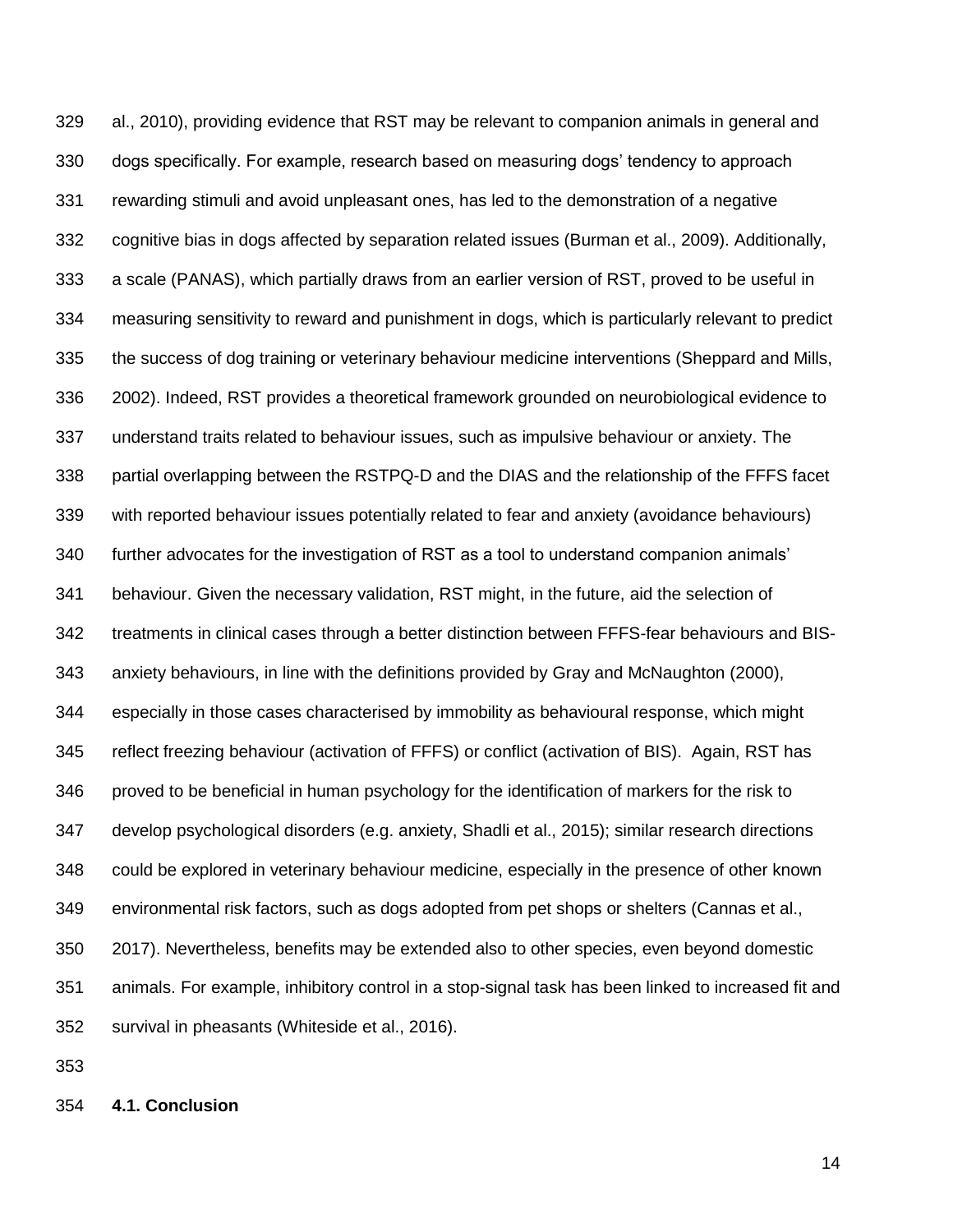al., 2010), providing evidence that RST may be relevant to companion animals in general and dogs specifically. For example, research based on measuring dogs' tendency to approach rewarding stimuli and avoid unpleasant ones, has led to the demonstration of a negative cognitive bias in dogs affected by separation related issues (Burman et al., 2009). Additionally, a scale (PANAS), which partially draws from an earlier version of RST, proved to be useful in measuring sensitivity to reward and punishment in dogs, which is particularly relevant to predict the success of dog training or veterinary behaviour medicine interventions (Sheppard and Mills, 2002). Indeed, RST provides a theoretical framework grounded on neurobiological evidence to understand traits related to behaviour issues, such as impulsive behaviour or anxiety. The partial overlapping between the RSTPQ-D and the DIAS and the relationship of the FFFS facet with reported behaviour issues potentially related to fear and anxiety (avoidance behaviours) further advocates for the investigation of RST as a tool to understand companion animals' behaviour. Given the necessary validation, RST might, in the future, aid the selection of treatments in clinical cases through a better distinction between FFFS-fear behaviours and BIS-anxiety behaviours, in line with the definitions provided by Gray and McNaughton (2000), especially in those cases characterised by immobility as behavioural response, which might reflect freezing behaviour (activation of FFFS) or conflict (activation of BIS). Again, RST has proved to be beneficial in human psychology for the identification of markers for the risk to develop psychological disorders (e.g. anxiety, Shadli et al., 2015); similar research directions could be explored in veterinary behaviour medicine, especially in the presence of other known environmental risk factors, such as dogs adopted from pet shops or shelters (Cannas et al., 2017). Nevertheless, benefits may be extended also to other species, even beyond domestic animals. For example, inhibitory control in a stop-signal task has been linked to increased fit and survival in pheasants (Whiteside et al., 2016).

### 4.1. Conclusion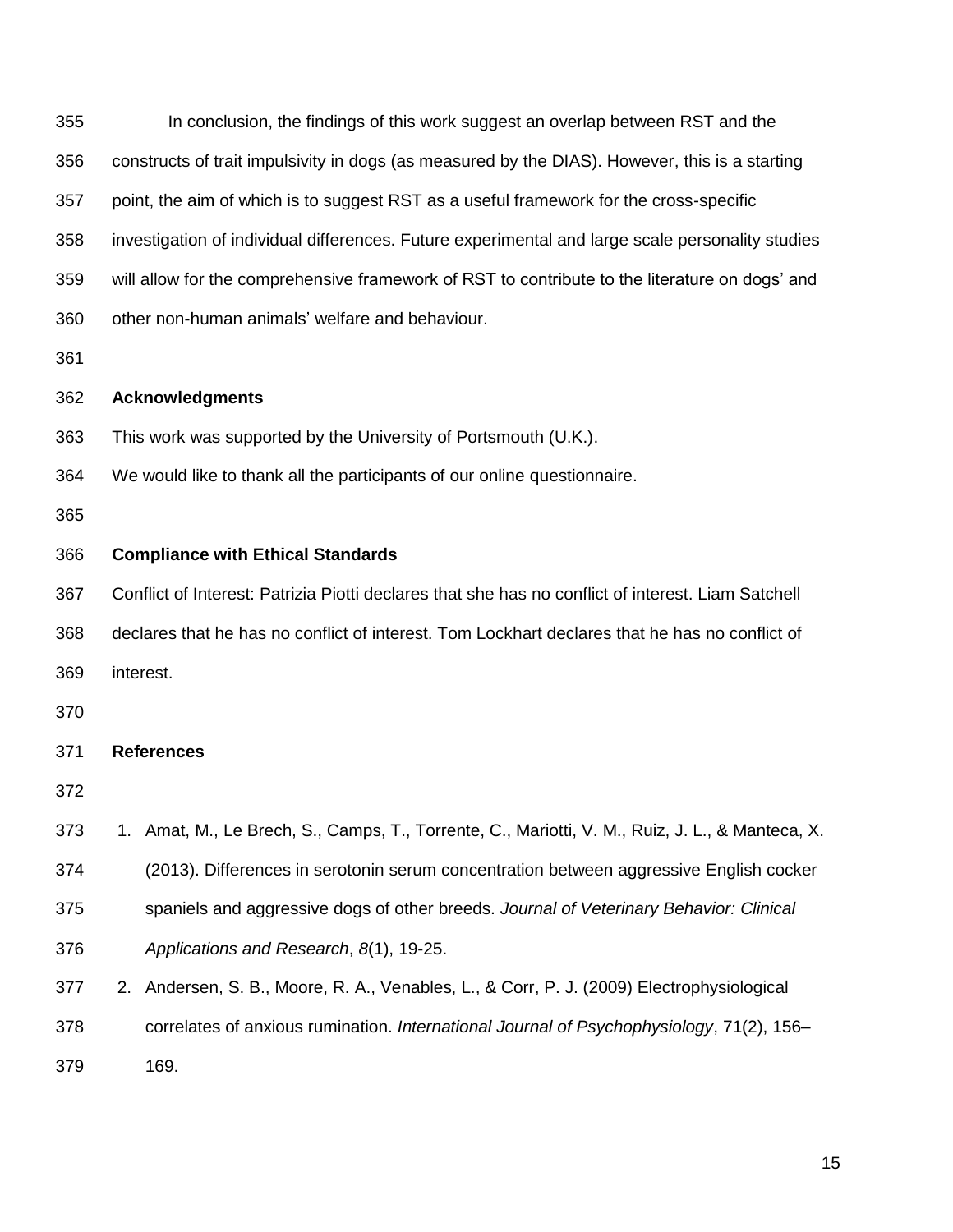In conclusion, the findings of this work suggest an overlap between RST and the constructs of trait impulsivity in dogs (as measured by the DIAS). However, this is a starting point, the aim of which is to suggest RST as a useful framework for the cross-specific investigation of individual differences. Future experimental and large scale personality studies will allow for the comprehensive framework of RST to contribute to the literature on dogs' and other non-human animals' welfare and behaviour.

## Acknowledgments

This work was supported by the University of Portsmouth (U.K.).

We would like to thank all the participants of our online questionnaire.

## Compliance with Ethical Standards

Conflict of Interest: Patrizia Piotti declares that she has no conflict of interest. Liam Satchell declares that he has no conflict of interest. Tom Lockhart declares that he has no conflict of interest.

## References

1. Amat, M., Le Brech, S., Camps, T., Torrente, C., Mariotti, V. M., Ruiz, J. L., & Manteca, X. (2013). Differences in serotonin serum concentration between aggressive English cocker spaniels and aggressive dogs of other breeds. *Journal of Veterinary Behavior: Clinical Applications and Research*, *8*(1), 19-25.
2. Andersen, S. B., Moore, R. A., Venables, L., & Corr, P. J. (2009) Electrophysiological correlates of anxious rumination. *International Journal of Psychophysiology*, 71(2), 156–169.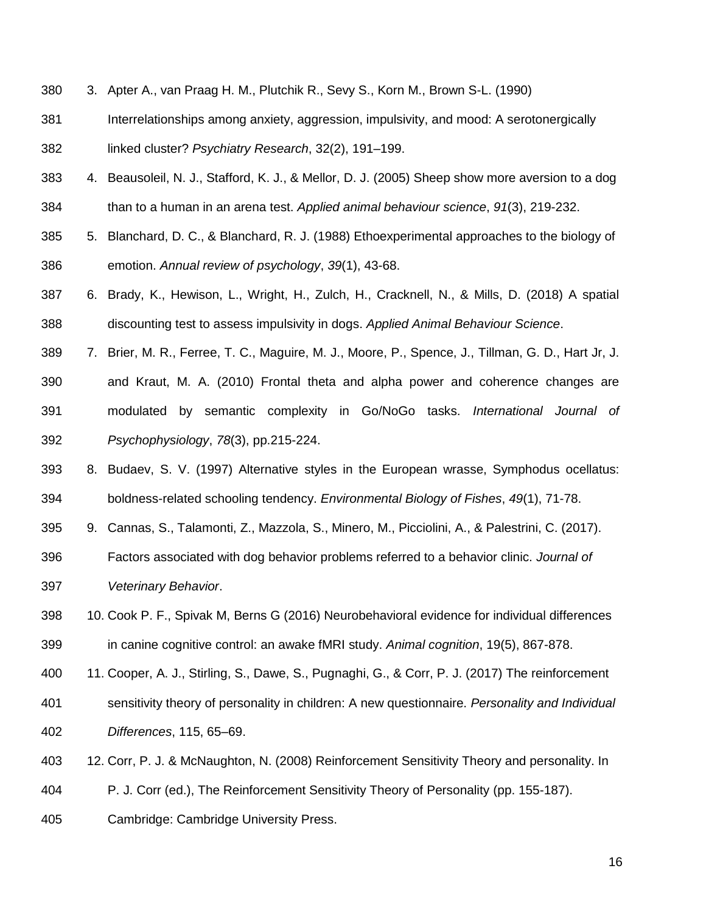3. Apter A., van Praag H. M., Plutchik R., Sevy S., Korn M., Brown S-L. (1990) Interrelationships among anxiety, aggression, impulsivity, and mood: A serotonergically linked cluster? *Psychiatry Research*, 32(2), 191–199.
4. Beausoleil, N. J., Stafford, K. J., & Mellor, D. J. (2005) Sheep show more aversion to a dog than to a human in an arena test. *Applied animal behaviour science*, *91*(3), 219-232.
5. Blanchard, D. C., & Blanchard, R. J. (1988) Ethoexperimental approaches to the biology of emotion. *Annual review of psychology*, *39*(1), 43-68.
6. Brady, K., Hewison, L., Wright, H., Zulch, H., Cracknell, N., & Mills, D. (2018) A spatial discounting test to assess impulsivity in dogs. *Applied Animal Behaviour Science*.
7. Brier, M. R., Ferree, T. C., Maguire, M. J., Moore, P., Spence, J., Tillman, G. D., Hart Jr, J. and Kraut, M. A. (2010) Frontal theta and alpha power and coherence changes are modulated by semantic complexity in Go/NoGo tasks. *International Journal of Psychophysiology*, *78*(3), pp.215-224.
8. Budaev, S. V. (1997) Alternative styles in the European wrasse, Symphodus ocellatus: boldness-related schooling tendency. *Environmental Biology of Fishes*, *49*(1), 71-78.
9. Cannas, S., Talamonti, Z., Mazzola, S., Minero, M., Picciolini, A., & Palestrini, C. (2017). Factors associated with dog behavior problems referred to a behavior clinic. *Journal of Veterinary Behavior*.
10. Cook P. F., Spivak M, Berns G (2016) Neurobehavioral evidence for individual differences in canine cognitive control: an awake fMRI study. *Animal cognition*, 19(5), 867-878.
11. Cooper, A. J., Stirling, S., Dawe, S., Pugnaghi, G., & Corr, P. J. (2017) The reinforcement sensitivity theory of personality in children: A new questionnaire. *Personality and Individual Differences*, 115, 65–69.
12. Corr, P. J. & McNaughton, N. (2008) Reinforcement Sensitivity Theory and personality. In P. J. Corr (ed.), The Reinforcement Sensitivity Theory of Personality (pp. 155-187). Cambridge: Cambridge University Press.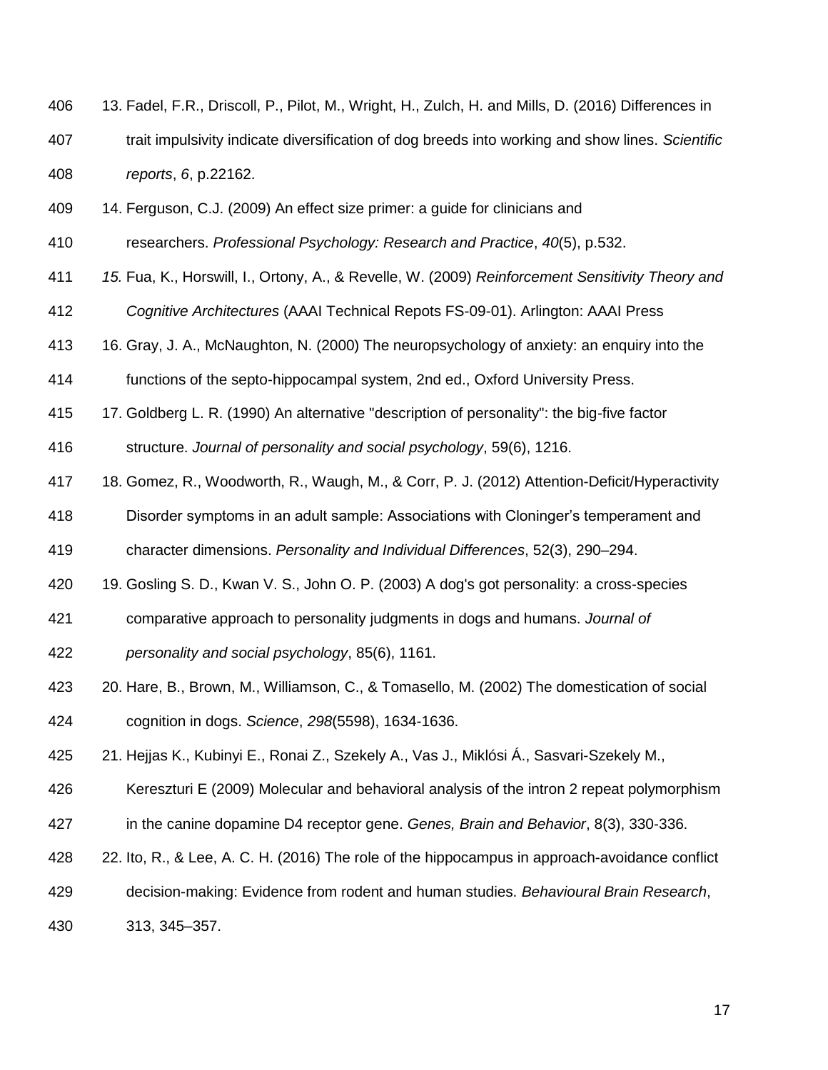13. Fadel, F.R., Driscoll, P., Pilot, M., Wright, H., Zulch, H. and Mills, D. (2016) Differences in trait impulsivity indicate diversification of dog breeds into working and show lines. *Scientific reports*, *6*, p.22162.
14. Ferguson, C.J. (2009) An effect size primer: a guide for clinicians and researchers. *Professional Psychology: Research and Practice*, *40*(5), p.532.
15. Fua, K., Horswill, I., Ortony, A., & Revelle, W. (2009) *Reinforcement Sensitivity Theory and Cognitive Architectures* (AAAI Technical Repots FS-09-01). Arlington: AAAI Press
16. Gray, J. A., McNaughton, N. (2000) The neuropsychology of anxiety: an enquiry into the functions of the septo-hippocampal system, 2nd ed., Oxford University Press.
17. Goldberg L. R. (1990) An alternative "description of personality": the big-five factor structure. *Journal of personality and social psychology*, 59(6), 1216.
18. Gomez, R., Woodworth, R., Waugh, M., & Corr, P. J. (2012) Attention-Deficit/Hyperactivity Disorder symptoms in an adult sample: Associations with Cloninger's temperament and character dimensions. *Personality and Individual Differences*, 52(3), 290–294.
19. Gosling S. D., Kwan V. S., John O. P. (2003) A dog's got personality: a cross-species comparative approach to personality judgments in dogs and humans. *Journal of personality and social psychology*, 85(6), 1161.
20. Hare, B., Brown, M., Williamson, C., & Tomasello, M. (2002) The domestication of social cognition in dogs. *Science*, *298*(5598), 1634-1636.
21. Hejjas K., Kubinyi E., Ronai Z., Szekely A., Vas J., Miklósi Á., Sasvari-Szekely M., Kereszturi E (2009) Molecular and behavioral analysis of the intron 2 repeat polymorphism in the canine dopamine D4 receptor gene. *Genes, Brain and Behavior*, 8(3), 330-336.
22. Ito, R., & Lee, A. C. H. (2016) The role of the hippocampus in approach-avoidance conflict decision-making: Evidence from rodent and human studies. *Behavioural Brain Research*, 313, 345–357.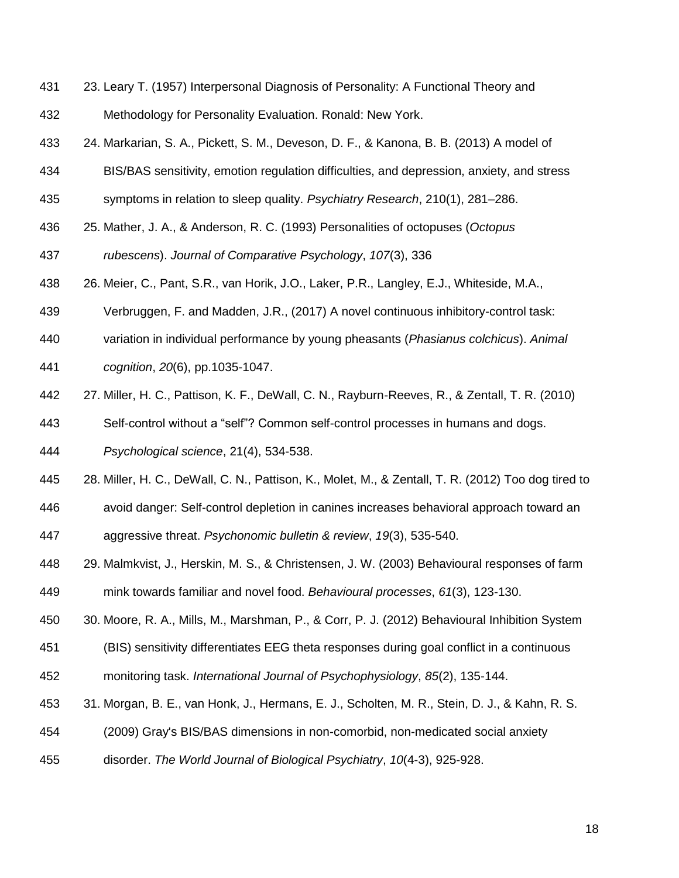23. Leary T. (1957) Interpersonal Diagnosis of Personality: A Functional Theory and Methodology for Personality Evaluation. Ronald: New York.
24. Markarian, S. A., Pickett, S. M., Deveson, D. F., & Kanona, B. B. (2013) A model of BIS/BAS sensitivity, emotion regulation difficulties, and depression, anxiety, and stress symptoms in relation to sleep quality. *Psychiatry Research*, 210(1), 281–286.
25. Mather, J. A., & Anderson, R. C. (1993) Personalities of octopuses (*Octopus rubescens*). *Journal of Comparative Psychology*, *107*(3), 336
26. Meier, C., Pant, S.R., van Horik, J.O., Laker, P.R., Langley, E.J., Whiteside, M.A., Verbruggen, F. and Madden, J.R., (2017) A novel continuous inhibitory-control task: variation in individual performance by young pheasants (*Phasianus colchicus*). *Animal cognition*, *20*(6), pp.1035-1047.
27. Miller, H. C., Pattison, K. F., DeWall, C. N., Rayburn-Reeves, R., & Zentall, T. R. (2010) Self-control without a "self"? Common self-control processes in humans and dogs. *Psychological science*, 21(4), 534-538.
28. Miller, H. C., DeWall, C. N., Pattison, K., Molet, M., & Zentall, T. R. (2012) Too dog tired to avoid danger: Self-control depletion in canines increases behavioral approach toward an aggressive threat. *Psychonomic bulletin & review*, *19*(3), 535-540.
29. Malmkvist, J., Herskin, M. S., & Christensen, J. W. (2003) Behavioural responses of farm mink towards familiar and novel food. *Behavioural processes*, *61*(3), 123-130.
30. Moore, R. A., Mills, M., Marshman, P., & Corr, P. J. (2012) Behavioural Inhibition System (BIS) sensitivity differentiates EEG theta responses during goal conflict in a continuous monitoring task. *International Journal of Psychophysiology*, *85*(2), 135-144.
31. Morgan, B. E., van Honk, J., Hermans, E. J., Scholten, M. R., Stein, D. J., & Kahn, R. S. (2009) Gray's BIS/BAS dimensions in non-comorbid, non-medicated social anxiety disorder. *The World Journal of Biological Psychiatry*, *10*(4-3), 925-928.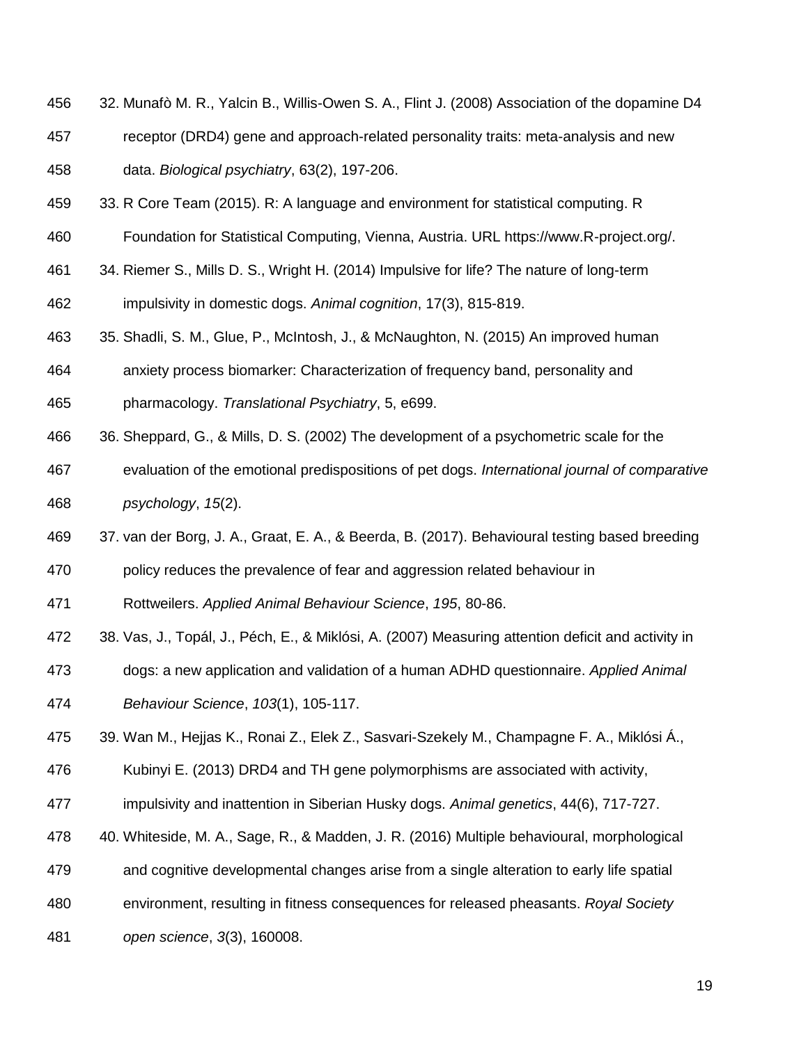32. Munafò M. R., Yalcin B., Willis-Owen S. A., Flint J. (2008) Association of the dopamine D4 receptor (DRD4) gene and approach-related personality traits: meta-analysis and new data. *Biological psychiatry*, 63(2), 197-206.
33. R Core Team (2015). R: A language and environment for statistical computing. R Foundation for Statistical Computing, Vienna, Austria. URL https://www.R-project.org/.
34. Riemer S., Mills D. S., Wright H. (2014) Impulsive for life? The nature of long-term impulsivity in domestic dogs. *Animal cognition*, 17(3), 815-819.
35. Shadli, S. M., Glue, P., McIntosh, J., & McNaughton, N. (2015) An improved human anxiety process biomarker: Characterization of frequency band, personality and pharmacology. *Translational Psychiatry*, 5, e699.
36. Sheppard, G., & Mills, D. S. (2002) The development of a psychometric scale for the evaluation of the emotional predispositions of pet dogs. *International journal of comparative psychology*, *15*(2).
37. van der Borg, J. A., Graat, E. A., & Beerda, B. (2017). Behavioural testing based breeding policy reduces the prevalence of fear and aggression related behaviour in Rottweilers. *Applied Animal Behaviour Science*, *195*, 80-86.
38. Vas, J., Topál, J., Péch, E., & Miklósi, A. (2007) Measuring attention deficit and activity in dogs: a new application and validation of a human ADHD questionnaire. *Applied Animal Behaviour Science*, *103*(1), 105-117.
39. Wan M., Hejjas K., Ronai Z., Elek Z., Sasvari-Szekely M., Champagne F. A., Miklósi Á., Kubinyi E. (2013) DRD4 and TH gene polymorphisms are associated with activity, impulsivity and inattention in Siberian Husky dogs. *Animal genetics*, 44(6), 717-727.
40. Whiteside, M. A., Sage, R., & Madden, J. R. (2016) Multiple behavioural, morphological and cognitive developmental changes arise from a single alteration to early life spatial environment, resulting in fitness consequences for released pheasants. *Royal Society open science*, *3*(3), 160008.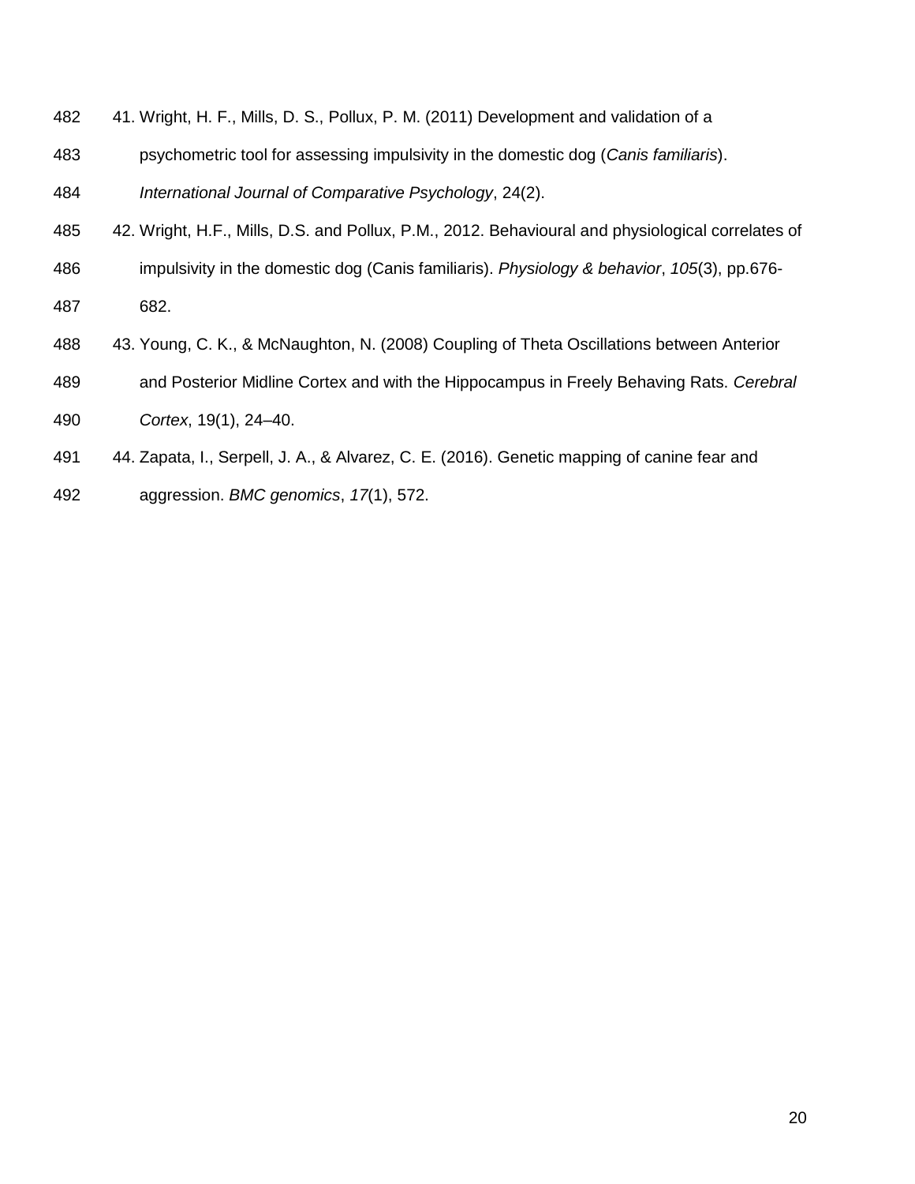41. Wright, H. F., Mills, D. S., Pollux, P. M. (2011) Development and validation of a psychometric tool for assessing impulsivity in the domestic dog (*Canis familiaris*). *International Journal of Comparative Psychology*, 24(2).
42. Wright, H.F., Mills, D.S. and Pollux, P.M., 2012. Behavioural and physiological correlates of impulsivity in the domestic dog (Canis familiaris). *Physiology & behavior*, *105*(3), pp.676-682.
43. Young, C. K., & McNaughton, N. (2008) Coupling of Theta Oscillations between Anterior and Posterior Midline Cortex and with the Hippocampus in Freely Behaving Rats. *Cerebral Cortex*, 19(1), 24–40.
44. Zapata, I., Serpell, J. A., & Alvarez, C. E. (2016). Genetic mapping of canine fear and aggression. *BMC genomics*, *17*(1), 572.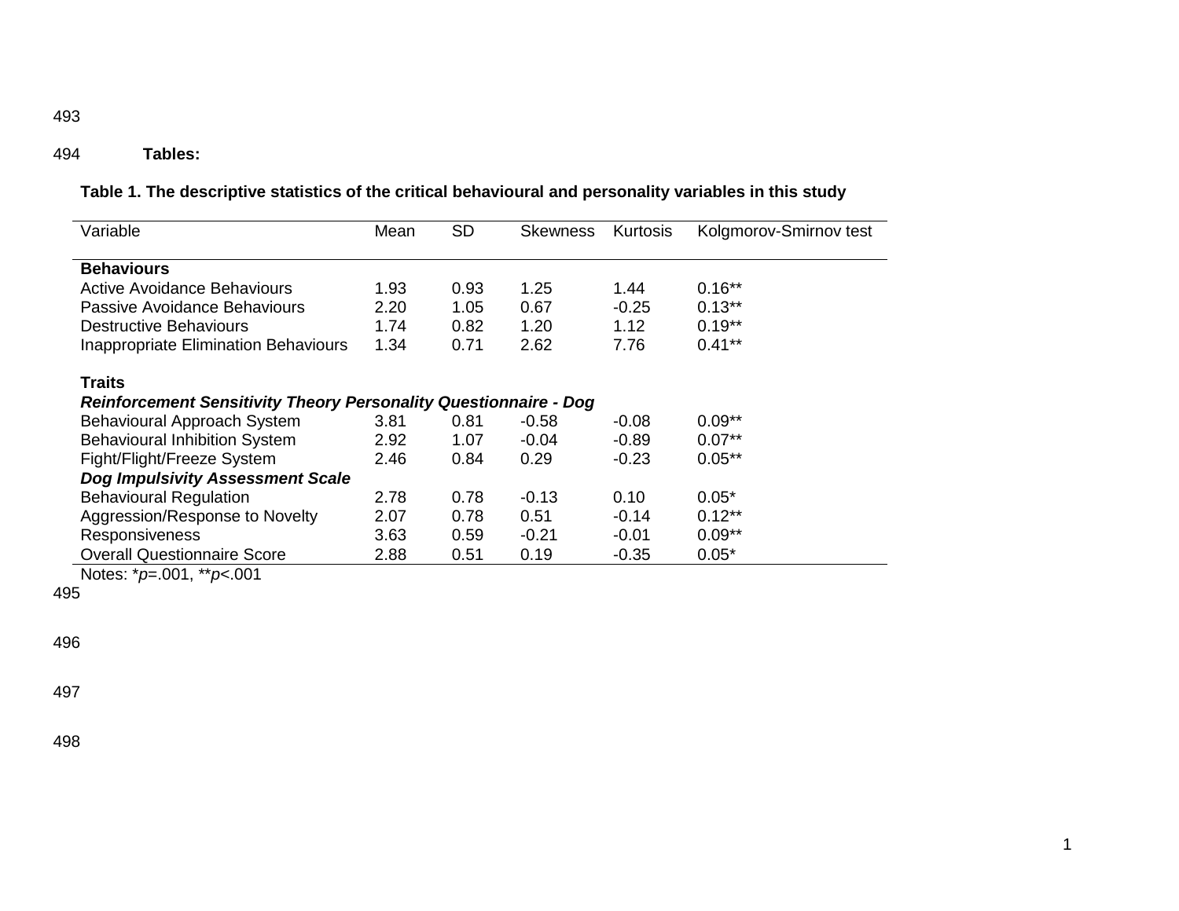**Tables:**

**Table 1. The descriptive statistics of the critical behavioural and personality variables in this study**

| Variable | Mean | SD | Skewness | Kurtosis | Kolgmorov-Smirnov test |
|---|---|---|---|---|---|
| **Behaviours** | | | | | |
| Active Avoidance Behaviours | 1.93 | 0.93 | 1.25 | 1.44 | 0.16** |
| Passive Avoidance Behaviours | 2.20 | 1.05 | 0.67 | -0.25 | 0.13** |
| Destructive Behaviours | 1.74 | 0.82 | 1.20 | 1.12 | 0.19** |
| Inappropriate Elimination Behaviours | 1.34 | 0.71 | 2.62 | 7.76 | 0.41** |
| **Traits** | | | | | |
| ***Reinforcement Sensitivity Theory Personality Questionnaire - Dog*** | | | | | |
| Behavioural Approach System | 3.81 | 0.81 | -0.58 | -0.08 | 0.09** |
| Behavioural Inhibition System | 2.92 | 1.07 | -0.04 | -0.89 | 0.07** |
| Fight/Flight/Freeze System | 2.46 | 0.84 | 0.29 | -0.23 | 0.05** |
| ***Dog Impulsivity Assessment Scale*** | | | | | |
| Behavioural Regulation | 2.78 | 0.78 | -0.13 | 0.10 | 0.05* |
| Aggression/Response to Novelty | 2.07 | 0.78 | 0.51 | -0.14 | 0.12** |
| Responsiveness | 3.63 | 0.59 | -0.21 | -0.01 | 0.09** |
| Overall Questionnaire Score | 2.88 | 0.51 | 0.19 | -0.35 | 0.05* |

Notes: *$p$=.001, **$p$<.001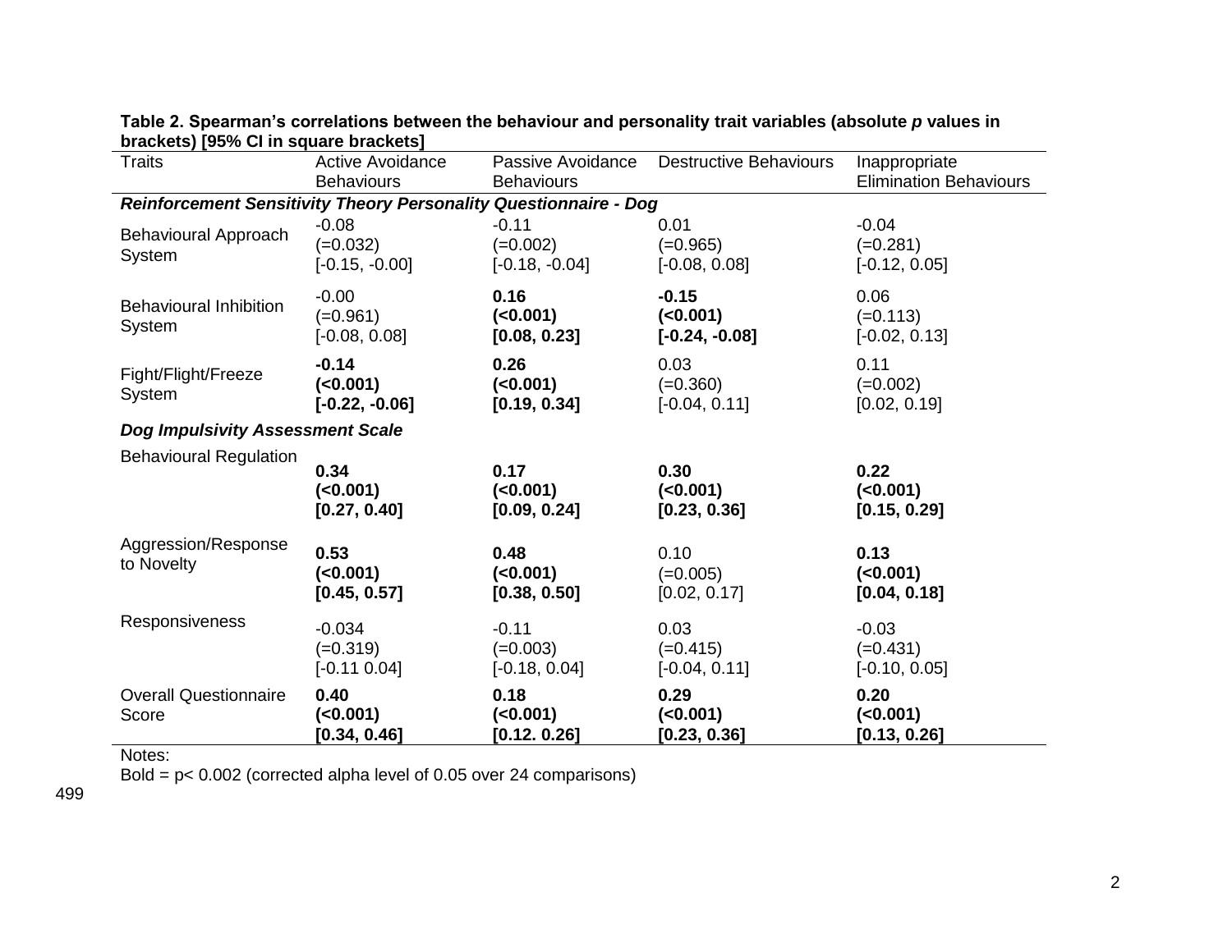**Table 2. Spearman's correlations between the behaviour and personality trait variables (absolute *p* values in brackets) [95% CI in square brackets]**

| Traits | Active Avoidance Behaviours | Passive Avoidance Behaviours | Destructive Behaviours | Inappropriate Elimination Behaviours |
|---|---|---|---|---|
| ***Reinforcement Sensitivity Theory Personality Questionnaire - Dog*** | | | | |
| Behavioural Approach System | -0.08 (=0.032) [-0.15, -0.00] | -0.11 (=0.002) [-0.18, -0.04] | 0.01 (=0.965) [-0.08, 0.08] | -0.04 (=0.281) [-0.12, 0.05] |
| Behavioural Inhibition System | -0.00 (=0.961) [-0.08, 0.08] | **0.16 (<0.001) [0.08, 0.23]** | **-0.15 (<0.001) [-0.24, -0.08]** | 0.06 (=0.113) [-0.02, 0.13] |
| Fight/Flight/Freeze System | **-0.14 (<0.001) [-0.22, -0.06]** | **0.26 (<0.001) [0.19, 0.34]** | 0.03 (=0.360) [-0.04, 0.11] | 0.11 (=0.002) [0.02, 0.19] |
| ***Dog Impulsivity Assessment Scale*** | | | | |
| Behavioural Regulation | **0.34 (<0.001) [0.27, 0.40]** | **0.17 (<0.001) [0.09, 0.24]** | **0.30 (<0.001) [0.23, 0.36]** | **0.22 (<0.001) [0.15, 0.29]** |
| Aggression/Response to Novelty | **0.53 (<0.001) [0.45, 0.57]** | **0.48 (<0.001) [0.38, 0.50]** | 0.10 (=0.005) [0.02, 0.17] | **0.13 (<0.001) [0.04, 0.18]** |
| Responsiveness | -0.034 (=0.319) [-0.11 0.04] | -0.11 (=0.003) [-0.18, 0.04] | 0.03 (=0.415) [-0.04, 0.11] | -0.03 (=0.431) [-0.10, 0.05] |
| Overall Questionnaire Score | **0.40 (<0.001) [0.34, 0.46]** | **0.18 (<0.001) [0.12. 0.26]** | **0.29 (<0.001) [0.23, 0.36]** | **0.20 (<0.001) [0.13, 0.26]** |

Notes:
Bold = p< 0.002 (corrected alpha level of 0.05 over 24 comparisons)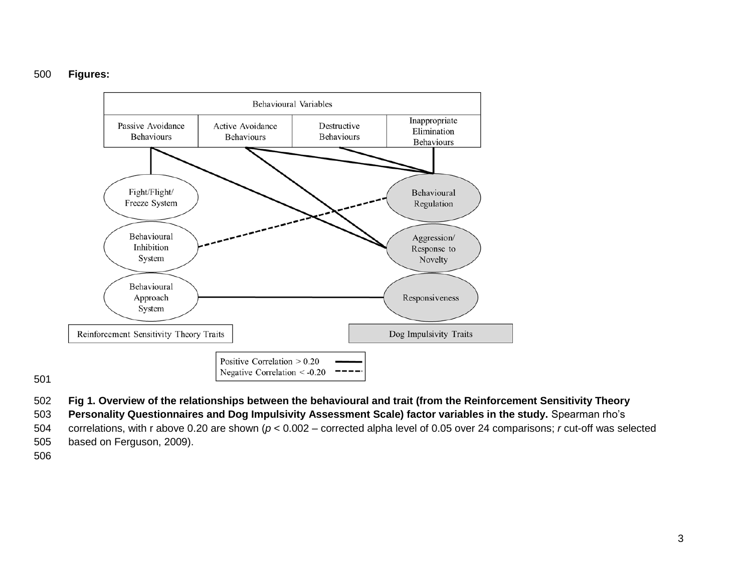**Figures:**

**Fig 1. Overview of the relationships between the behavioural and trait (from the Reinforcement Sensitivity Theory Personality Questionnaires and Dog Impulsivity Assessment Scale) factor variables in the study.** Spearman rho's correlations, with r above 0.20 are shown (*p* < 0.002 – corrected alpha level of 0.05 over 24 comparisons; *r* cut-off was selected based on Ferguson, 2009).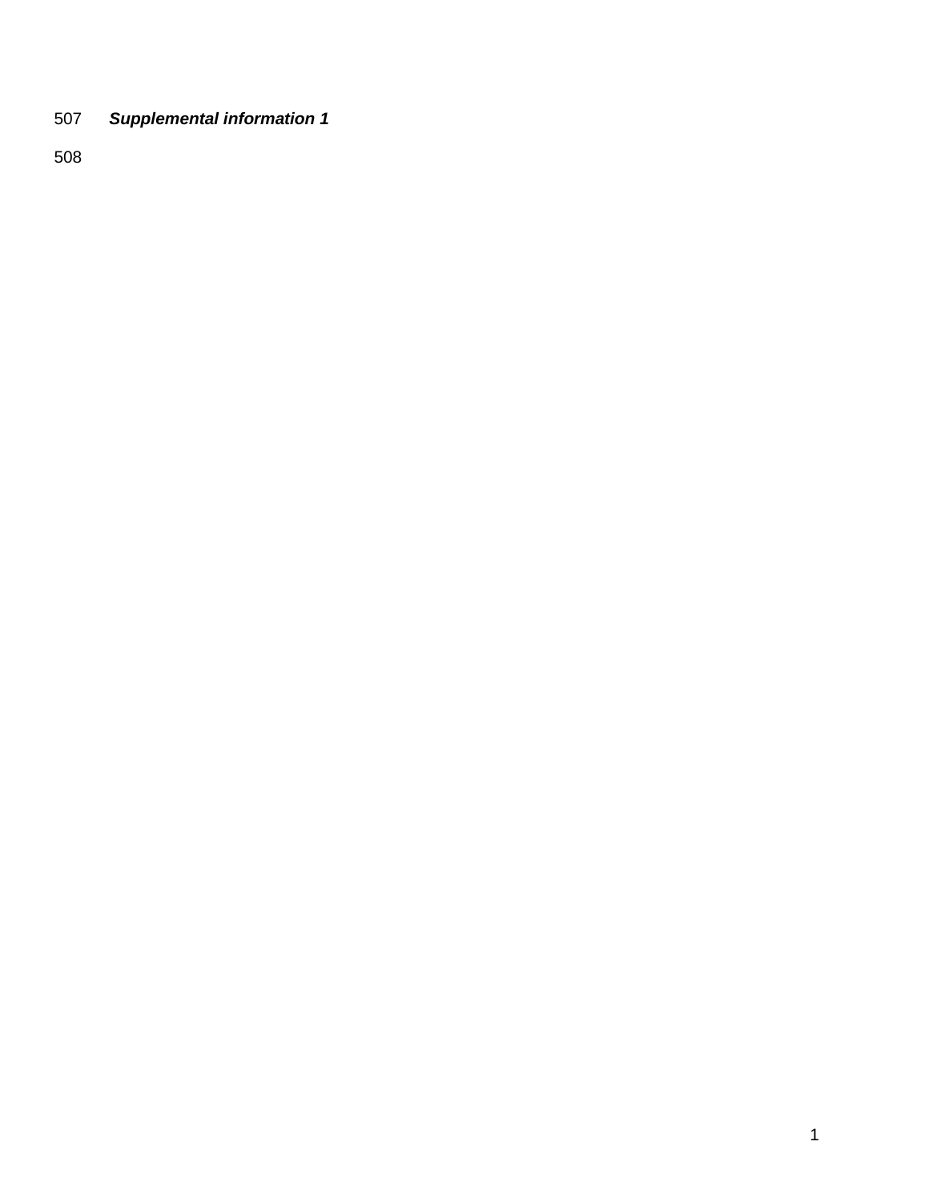***Supplemental information 1***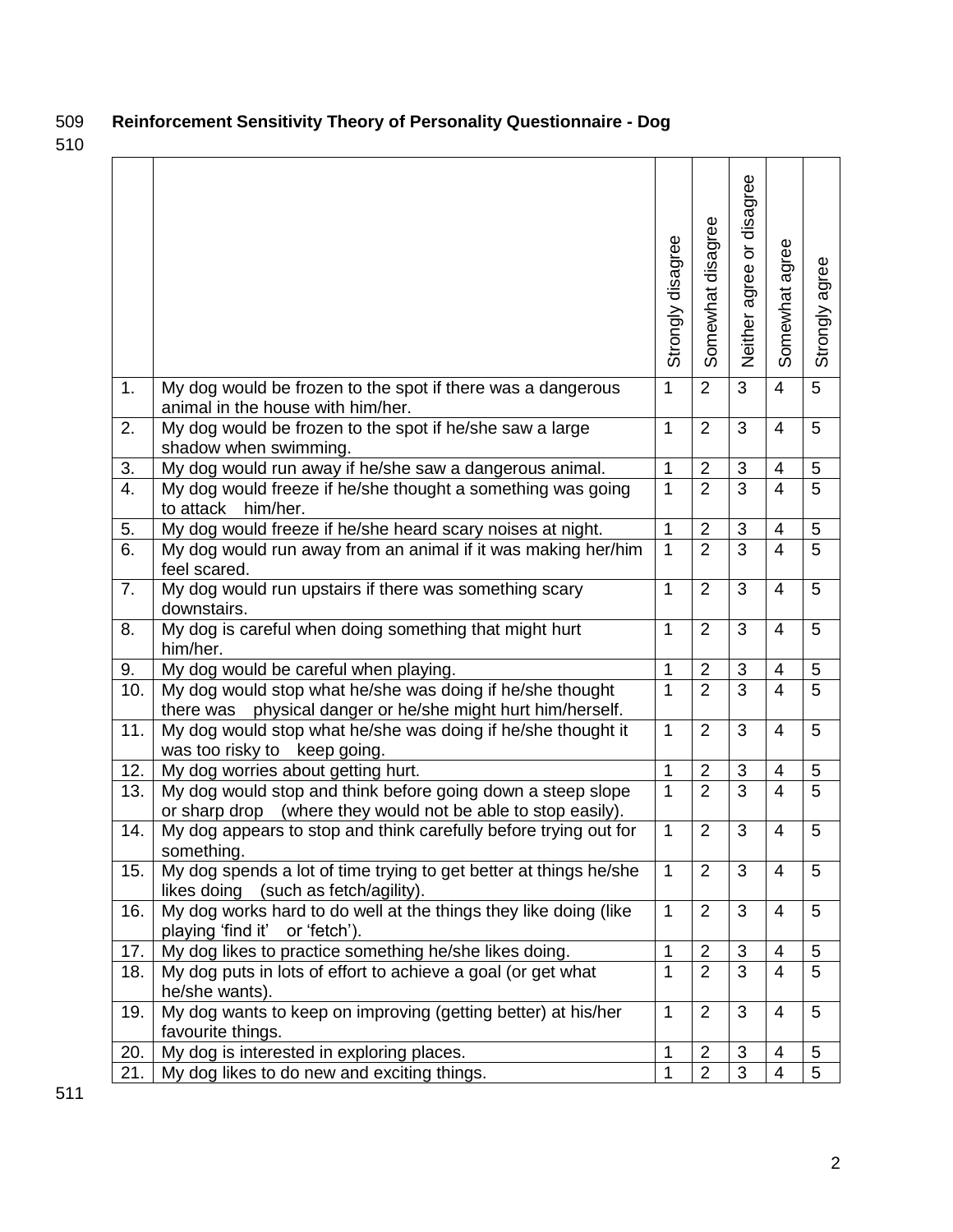**Reinforcement Sensitivity Theory of Personality Questionnaire - Dog**

| | | Strongly disagree | Somewhat disagree | Neither agree or disagree | Somewhat agree | Strongly agree |
|---|---|---|---|---|---|---|
| 1. | My dog would be frozen to the spot if there was a dangerous animal in the house with him/her. | 1 | 2 | 3 | 4 | 5 |
| 2. | My dog would be frozen to the spot if he/she saw a large shadow when swimming. | 1 | 2 | 3 | 4 | 5 |
| 3. | My dog would run away if he/she saw a dangerous animal. | 1 | 2 | 3 | 4 | 5 |
| 4. | My dog would freeze if he/she thought a something was going to attack him/her. | 1 | 2 | 3 | 4 | 5 |
| 5. | My dog would freeze if he/she heard scary noises at night. | 1 | 2 | 3 | 4 | 5 |
| 6. | My dog would run away from an animal if it was making her/him feel scared. | 1 | 2 | 3 | 4 | 5 |
| 7. | My dog would run upstairs if there was something scary downstairs. | 1 | 2 | 3 | 4 | 5 |
| 8. | My dog is careful when doing something that might hurt him/her. | 1 | 2 | 3 | 4 | 5 |
| 9. | My dog would be careful when playing. | 1 | 2 | 3 | 4 | 5 |
| 10. | My dog would stop what he/she was doing if he/she thought there was physical danger or he/she might hurt him/herself. | 1 | 2 | 3 | 4 | 5 |
| 11. | My dog would stop what he/she was doing if he/she thought it was too risky to keep going. | 1 | 2 | 3 | 4 | 5 |
| 12. | My dog worries about getting hurt. | 1 | 2 | 3 | 4 | 5 |
| 13. | My dog would stop and think before going down a steep slope or sharp drop (where they would not be able to stop easily). | 1 | 2 | 3 | 4 | 5 |
| 14. | My dog appears to stop and think carefully before trying out for something. | 1 | 2 | 3 | 4 | 5 |
| 15. | My dog spends a lot of time trying to get better at things he/she likes doing (such as fetch/agility). | 1 | 2 | 3 | 4 | 5 |
| 16. | My dog works hard to do well at the things they like doing (like playing 'find it' or 'fetch'). | 1 | 2 | 3 | 4 | 5 |
| 17. | My dog likes to practice something he/she likes doing. | 1 | 2 | 3 | 4 | 5 |
| 18. | My dog puts in lots of effort to achieve a goal (or get what he/she wants). | 1 | 2 | 3 | 4 | 5 |
| 19. | My dog wants to keep on improving (getting better) at his/her favourite things. | 1 | 2 | 3 | 4 | 5 |
| 20. | My dog is interested in exploring places. | 1 | 2 | 3 | 4 | 5 |
| 21. | My dog likes to do new and exciting things. | 1 | 2 | 3 | 4 | 5 |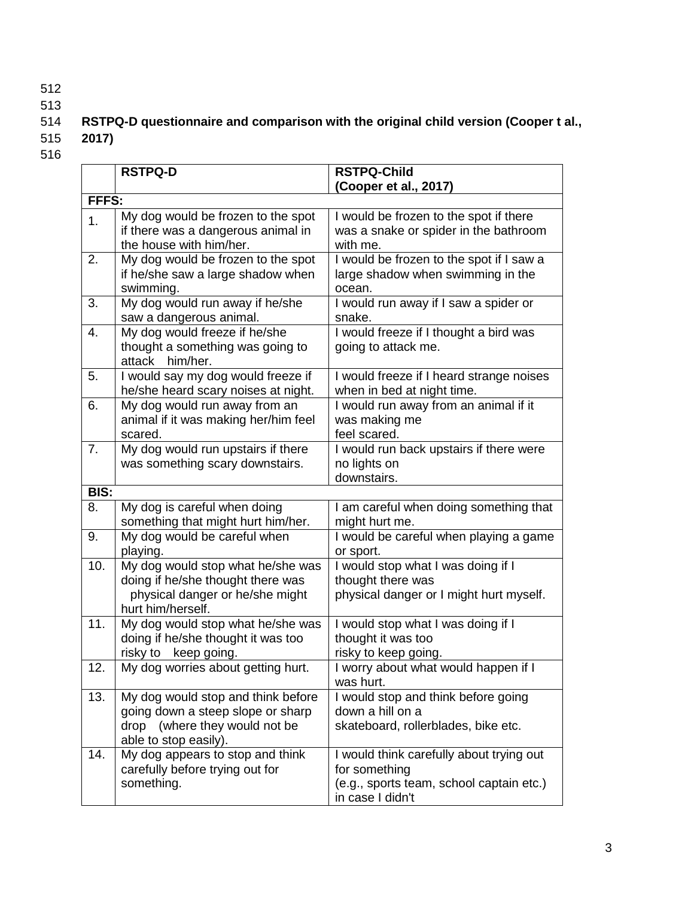**RSTPQ-D questionnaire and comparison with the original child version (Cooper t al., 2017)**

| | RSTPQ-D | RSTPQ-Child (Cooper et al., 2017) |
|---|---|---|
| **FFFS:** | | |
| 1. | My dog would be frozen to the spot if there was a dangerous animal in the house with him/her. | I would be frozen to the spot if there was a snake or spider in the bathroom with me. |
| 2. | My dog would be frozen to the spot if he/she saw a large shadow when swimming. | I would be frozen to the spot if I saw a large shadow when swimming in the ocean. |
| 3. | My dog would run away if he/she saw a dangerous animal. | I would run away if I saw a spider or snake. |
| 4. | My dog would freeze if he/she thought a something was going to attack him/her. | I would freeze if I thought a bird was going to attack me. |
| 5. | I would say my dog would freeze if he/she heard scary noises at night. | I would freeze if I heard strange noises when in bed at night time. |
| 6. | My dog would run away from an animal if it was making her/him feel scared. | I would run away from an animal if it was making me feel scared. |
| 7. | My dog would run upstairs if there was something scary downstairs. | I would run back upstairs if there were no lights on downstairs. |
| **BIS:** | | |
| 8. | My dog is careful when doing something that might hurt him/her. | I am careful when doing something that might hurt me. |
| 9. | My dog would be careful when playing. | I would be careful when playing a game or sport. |
| 10. | My dog would stop what he/she was doing if he/she thought there was physical danger or he/she might hurt him/herself. | I would stop what I was doing if I thought there was physical danger or I might hurt myself. |
| 11. | My dog would stop what he/she was doing if he/she thought it was too risky to keep going. | I would stop what I was doing if I thought it was too risky to keep going. |
| 12. | My dog worries about getting hurt. | I worry about what would happen if I was hurt. |
| 13. | My dog would stop and think before going down a steep slope or sharp drop (where they would not be able to stop easily). | I would stop and think before going down a hill on a skateboard, rollerblades, bike etc. |
| 14. | My dog appears to stop and think carefully before trying out for something. | I would think carefully about trying out for something (e.g., sports team, school captain etc.) in case I didn't |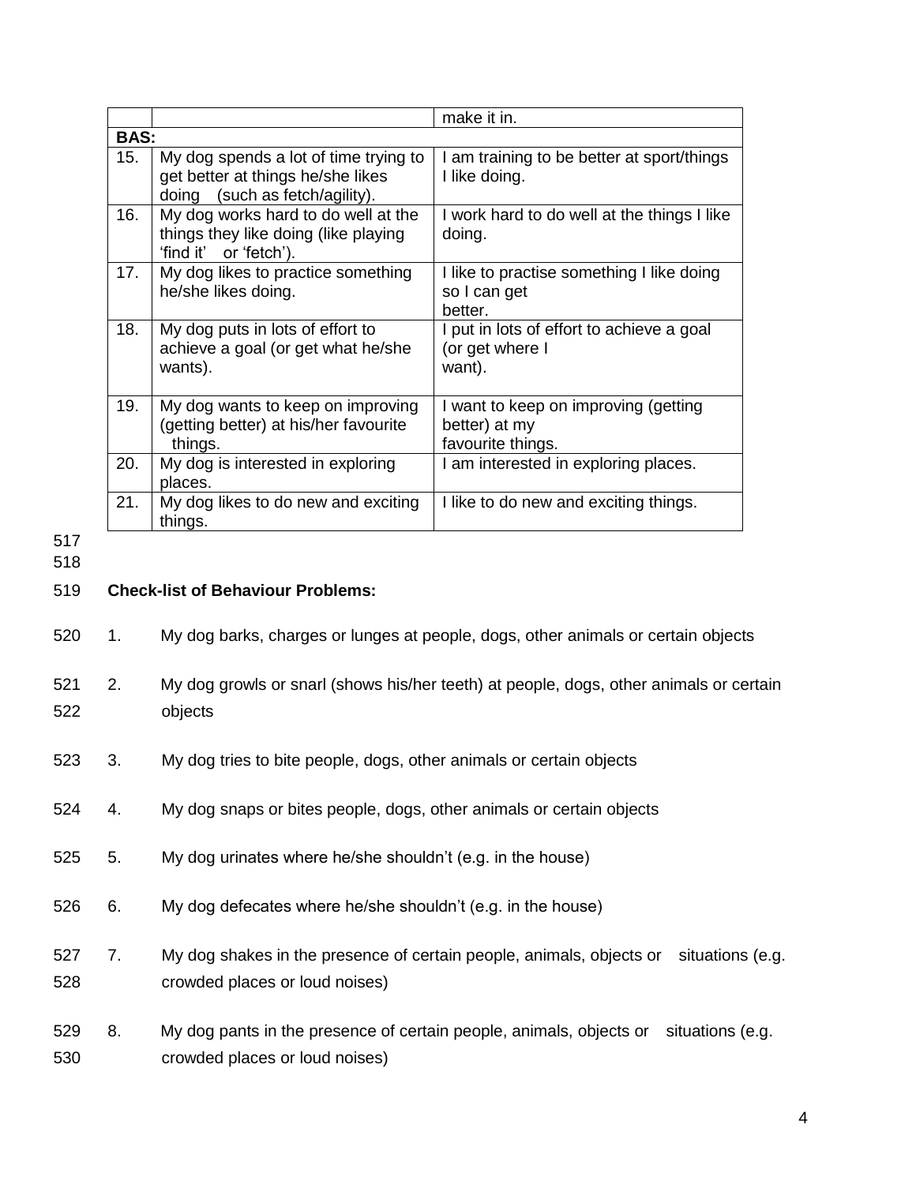| | | make it in. |
|---|---|---|
| **BAS:** | | |
| 15. | My dog spends a lot of time trying to get better at things he/she likes doing (such as fetch/agility). | I am training to be better at sport/things I like doing. |
| 16. | My dog works hard to do well at the things they like doing (like playing 'find it' or 'fetch'). | I work hard to do well at the things I like doing. |
| 17. | My dog likes to practice something he/she likes doing. | I like to practise something I like doing so I can get better. |
| 18. | My dog puts in lots of effort to achieve a goal (or get what he/she wants). | I put in lots of effort to achieve a goal (or get where I want). |
| 19. | My dog wants to keep on improving (getting better) at his/her favourite things. | I want to keep on improving (getting better) at my favourite things. |
| 20. | My dog is interested in exploring places. | I am interested in exploring places. |
| 21. | My dog likes to do new and exciting things. | I like to do new and exciting things. |

**Check-list of Behaviour Problems:**

1. My dog barks, charges or lunges at people, dogs, other animals or certain objects
2. My dog growls or snarl (shows his/her teeth) at people, dogs, other animals or certain objects
3. My dog tries to bite people, dogs, other animals or certain objects
4. My dog snaps or bites people, dogs, other animals or certain objects
5. My dog urinates where he/she shouldn't (e.g. in the house)
6. My dog defecates where he/she shouldn't (e.g. in the house)
7. My dog shakes in the presence of certain people, animals, objects or situations (e.g. crowded places or loud noises)
8. My dog pants in the presence of certain people, animals, objects or situations (e.g. crowded places or loud noises)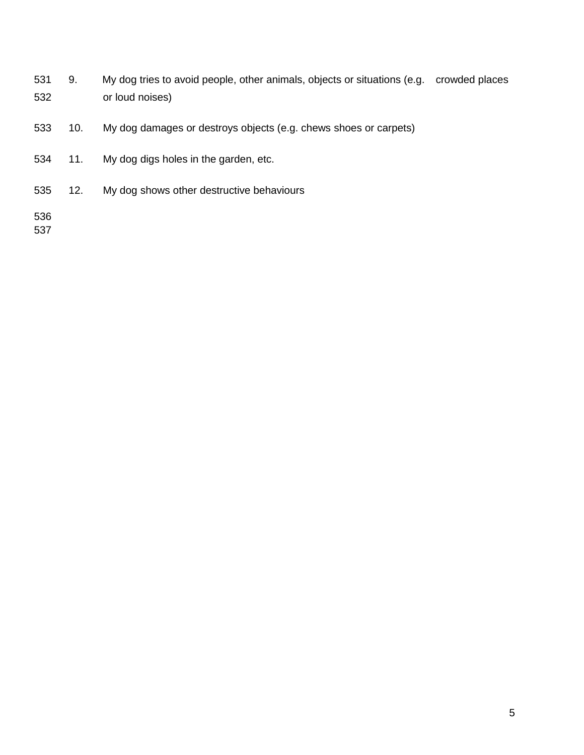9. My dog tries to avoid people, other animals, objects or situations (e.g. crowded places or loud noises)

10. My dog damages or destroys objects (e.g. chews shoes or carpets)

11. My dog digs holes in the garden, etc.

12. My dog shows other destructive behaviours